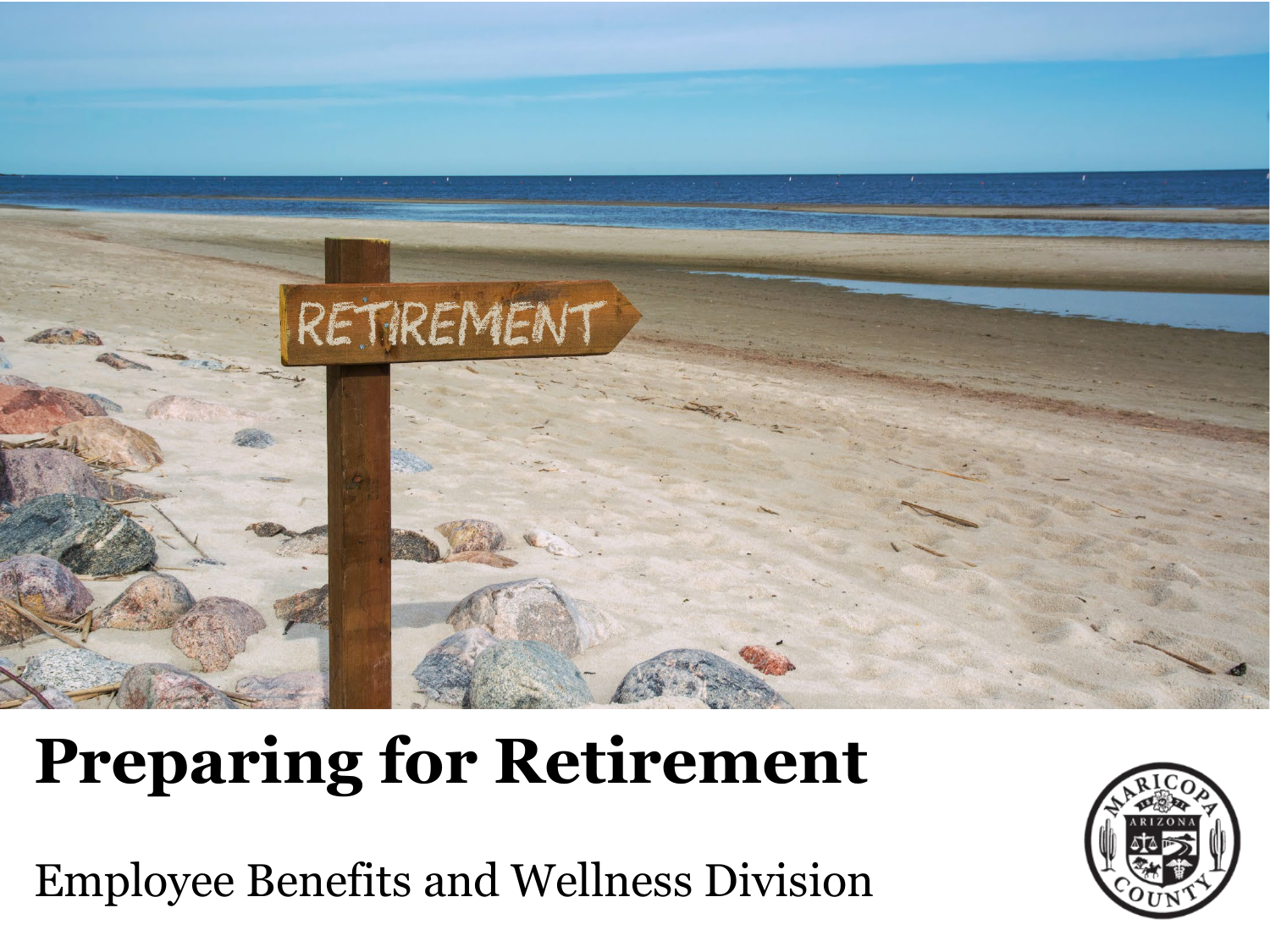# Preparing for Retirement

Employee Benefits and Wellness Division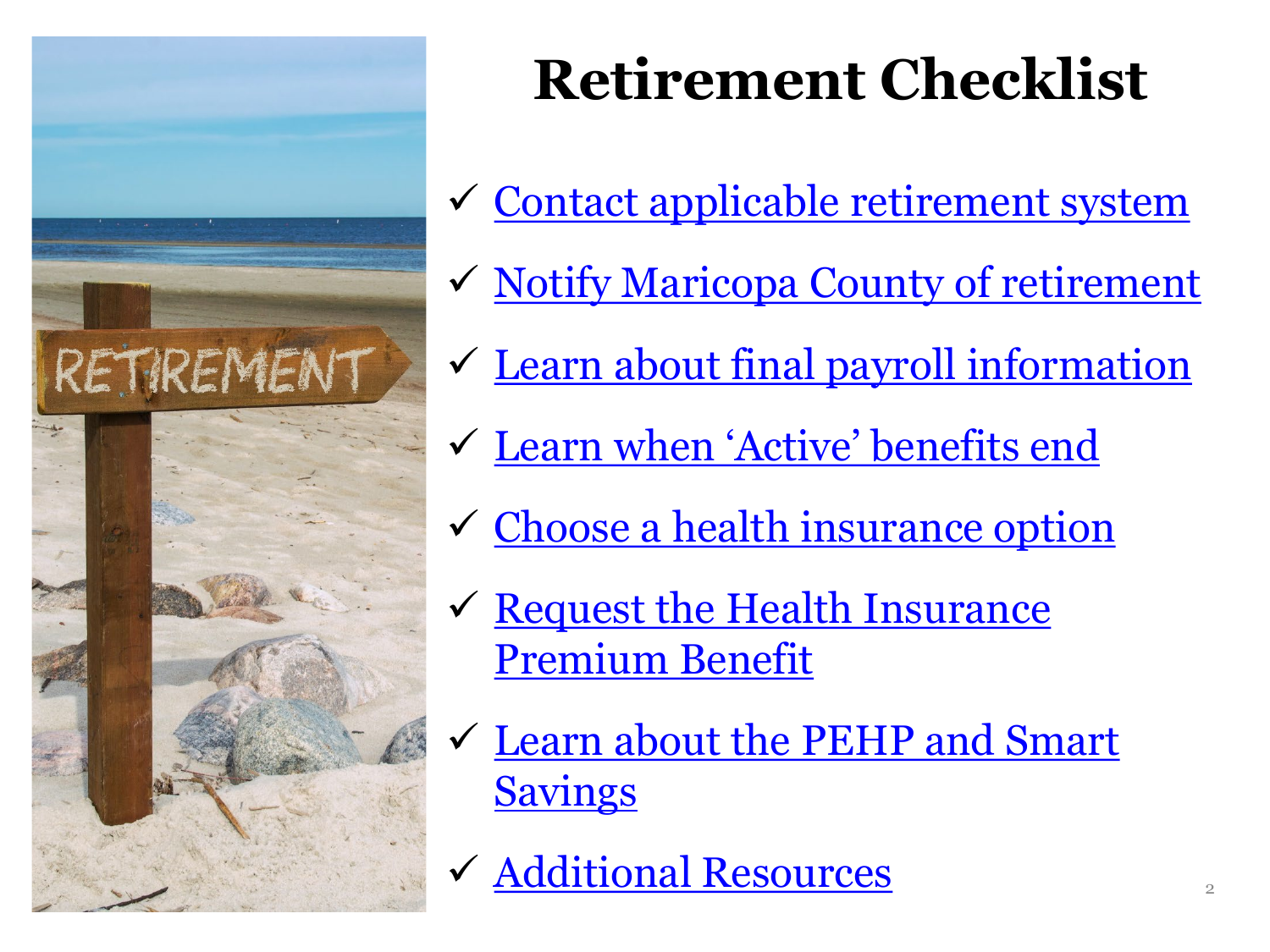# Retirement Checklist

- ✓ Contact applicable retirement system
- ✓ Notify Maricopa County of retirement
- ✓ Learn about final payroll information
- ✓ Learn when 'Active' benefits end
- ✓ Choose a health insurance option
- ✓ Request the Health Insurance Premium Benefit
- ✓ Learn about the PEHP and Smart Savings
- ✓ Additional Resources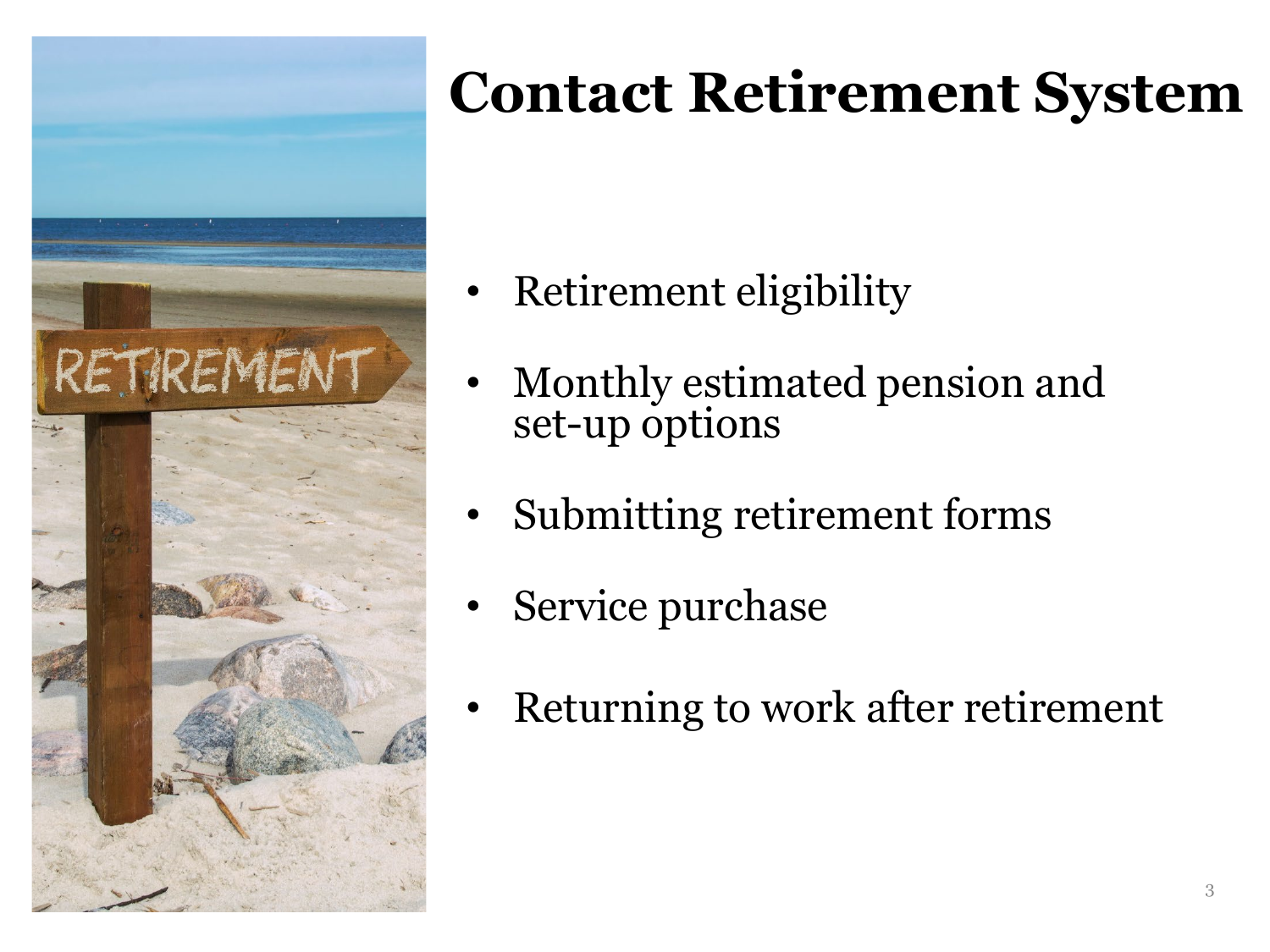# Contact Retirement System

- Retirement eligibility
- Monthly estimated pension and set-up options
- Submitting retirement forms
- Service purchase
- Returning to work after retirement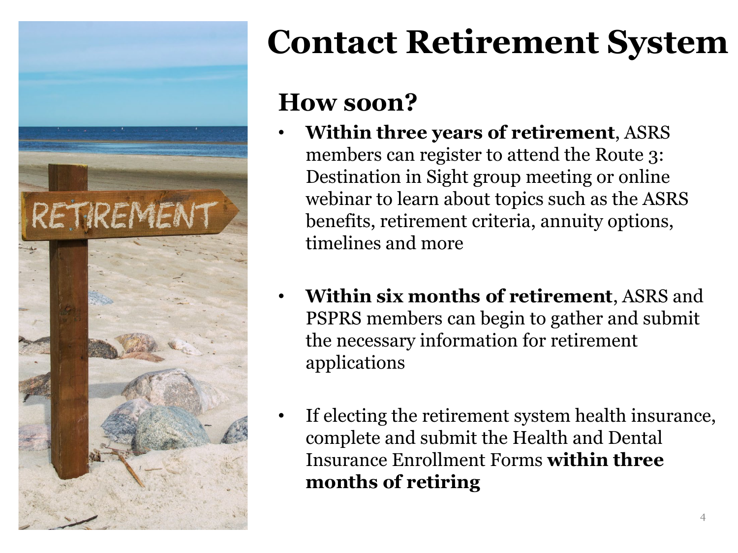# Contact Retirement System

## How soon?

- **Within three years of retirement**, ASRS members can register to attend the Route 3: Destination in Sight group meeting or online webinar to learn about topics such as the ASRS benefits, retirement criteria, annuity options, timelines and more

- **Within six months of retirement**, ASRS and PSPRS members can begin to gather and submit the necessary information for retirement applications

- If electing the retirement system health insurance, complete and submit the Health and Dental Insurance Enrollment Forms **within three months of retiring**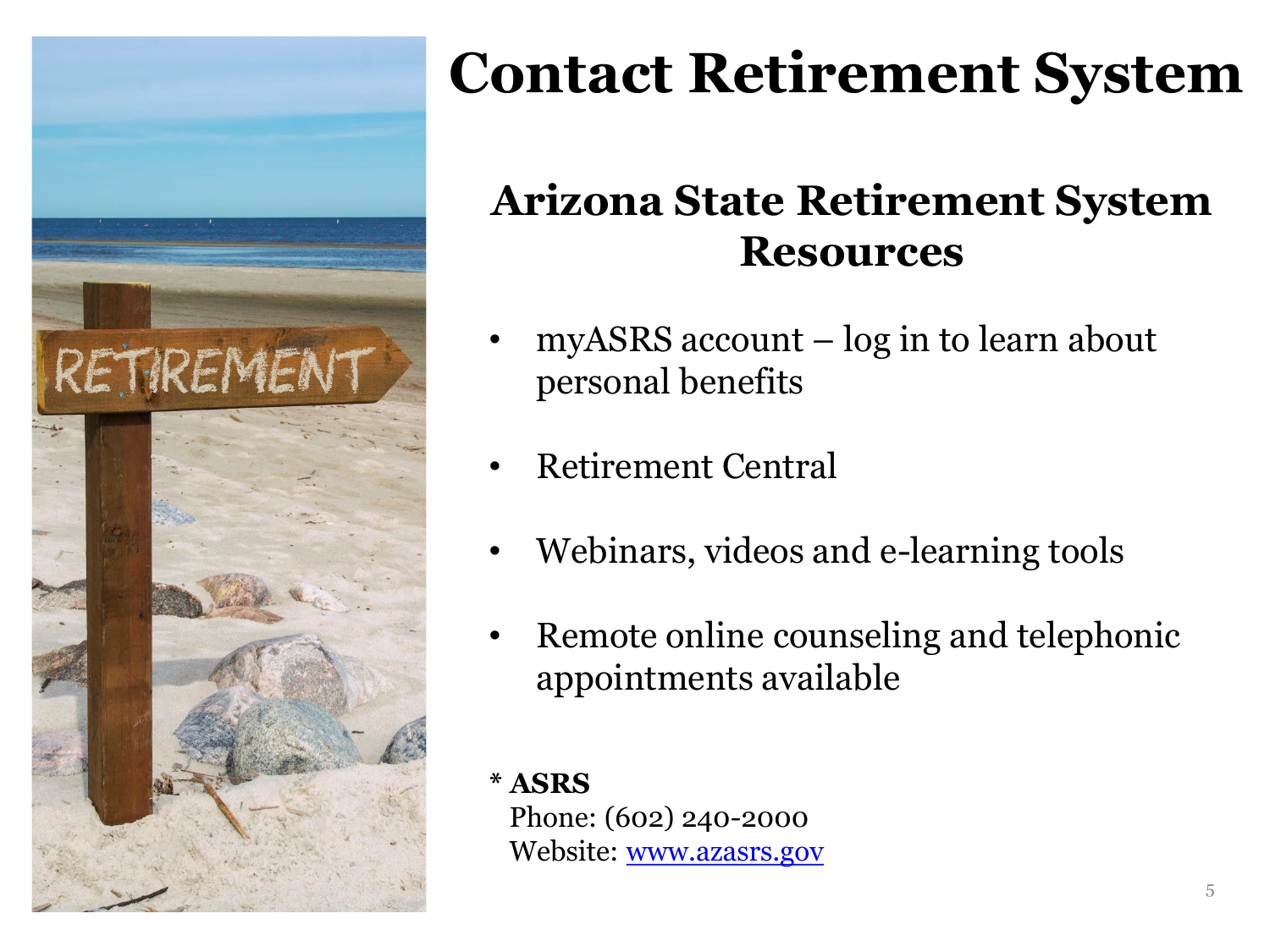# Contact Retirement System

## Arizona State Retirement System Resources

- myASRS account – log in to learn about personal benefits
- Retirement Central
- Webinars, videos and e-learning tools
- Remote online counseling and telephonic appointments available

\* **ASRS**
Phone: (602) 240-2000
Website: [www.azasrs.gov](http://www.azasrs.gov)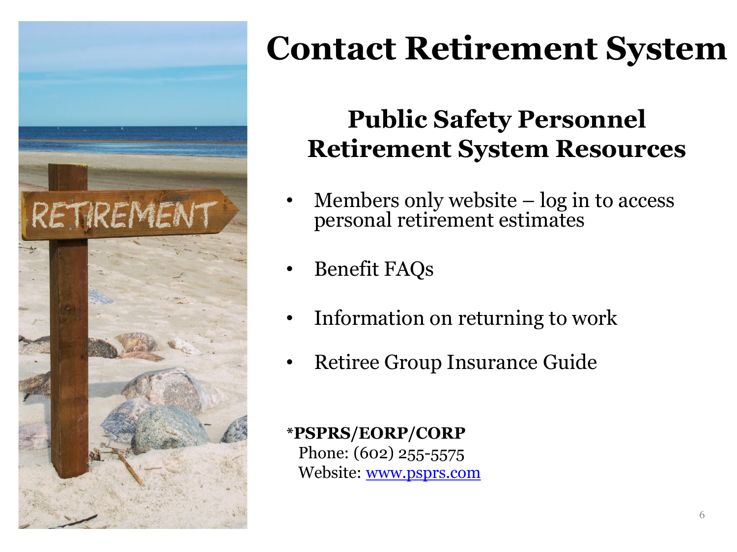# Contact Retirement System

## Public Safety Personnel Retirement System Resources

- Members only website – log in to access personal retirement estimates
- Benefit FAQs
- Information on returning to work
- Retiree Group Insurance Guide

**\*PSPRS/EORP/CORP**
Phone: (602) 255-5575
Website: [www.psprs.com](http://www.psprs.com)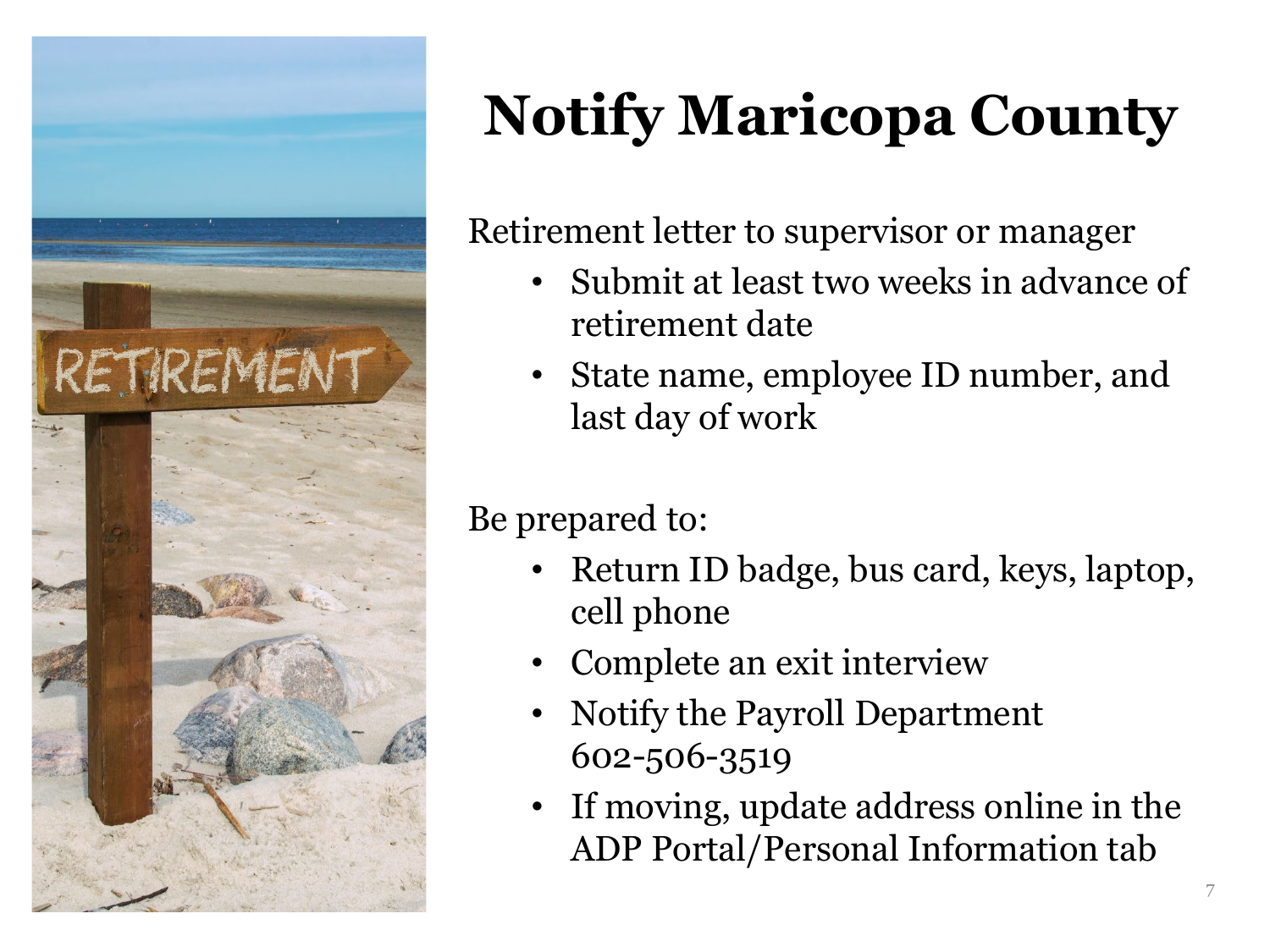# Notify Maricopa County

Retirement letter to supervisor or manager

- Submit at least two weeks in advance of retirement date
- State name, employee ID number, and last day of work

Be prepared to:

- Return ID badge, bus card, keys, laptop, cell phone
- Complete an exit interview
- Notify the Payroll Department 602-506-3519
- If moving, update address online in the ADP Portal/Personal Information tab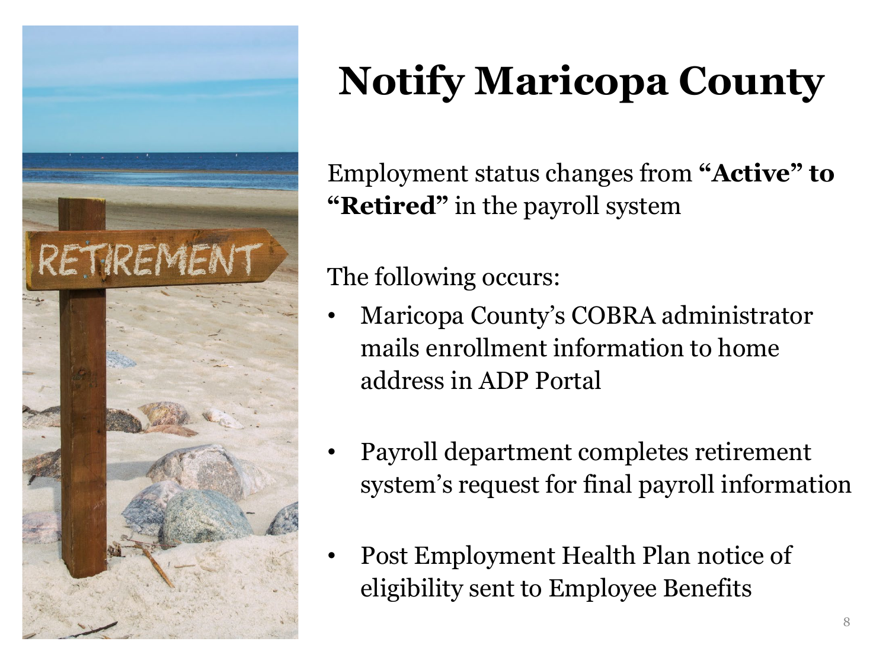# Notify Maricopa County

Employment status changes from **"Active" to "Retired"** in the payroll system

The following occurs:

- Maricopa County's COBRA administrator mails enrollment information to home address in ADP Portal
- Payroll department completes retirement system's request for final payroll information
- Post Employment Health Plan notice of eligibility sent to Employee Benefits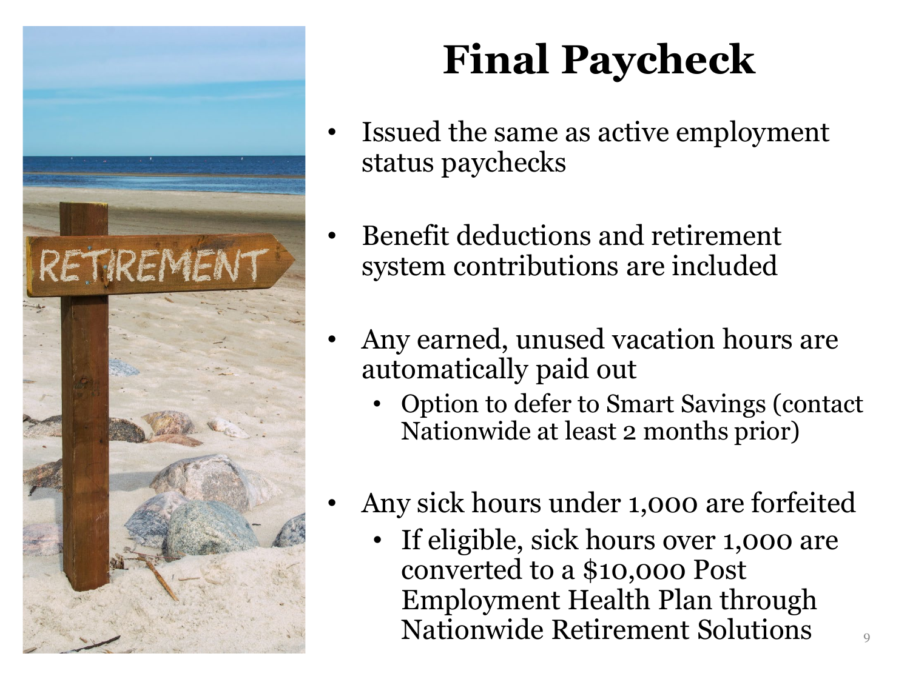# Final Paycheck

- Issued the same as active employment status paychecks
- Benefit deductions and retirement system contributions are included
- Any earned, unused vacation hours are automatically paid out
  - Option to defer to Smart Savings (contact Nationwide at least 2 months prior)
- Any sick hours under 1,000 are forfeited
  - If eligible, sick hours over 1,000 are converted to a $10,000 Post Employment Health Plan through Nationwide Retirement Solutions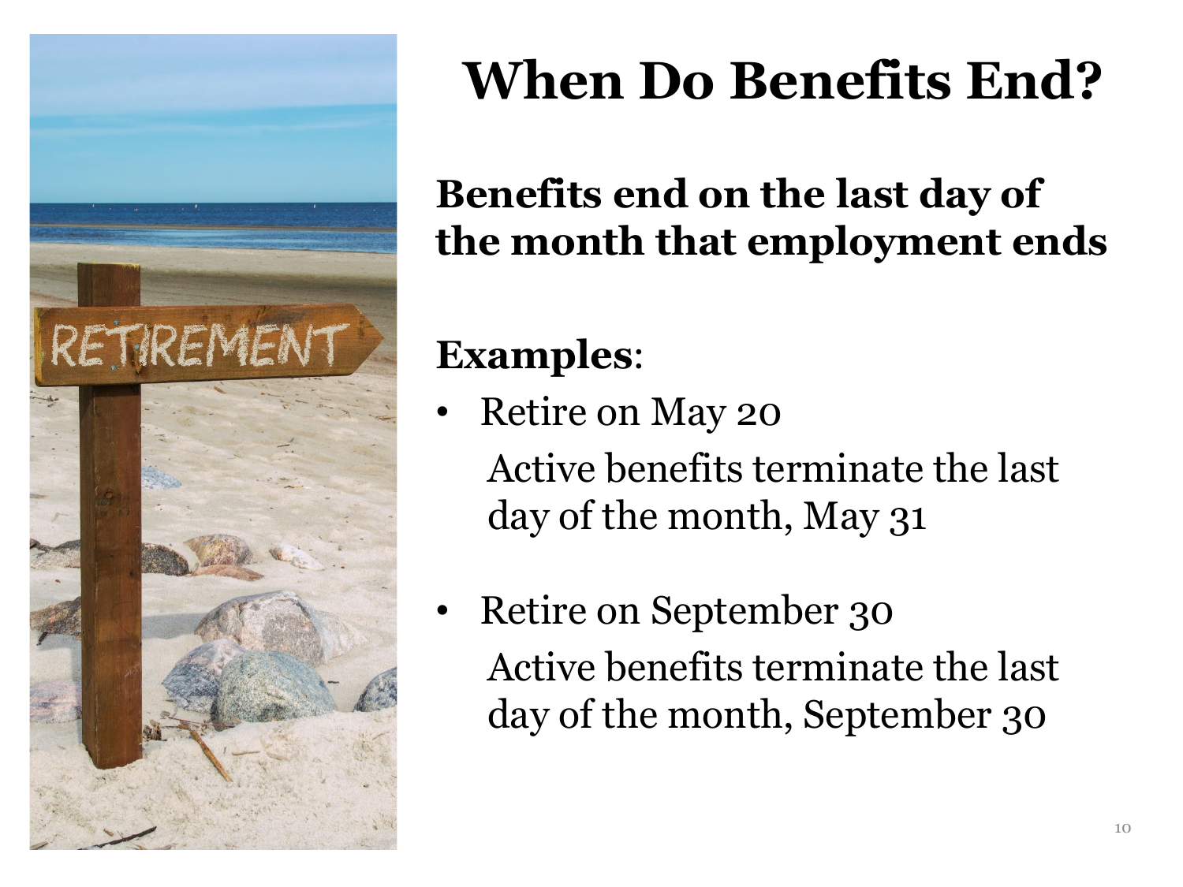# When Do Benefits End?

**Benefits end on the last day of the month that employment ends**

**Examples**:

- Retire on May 20
  
  Active benefits terminate the last day of the month, May 31

- Retire on September 30
  
  Active benefits terminate the last day of the month, September 30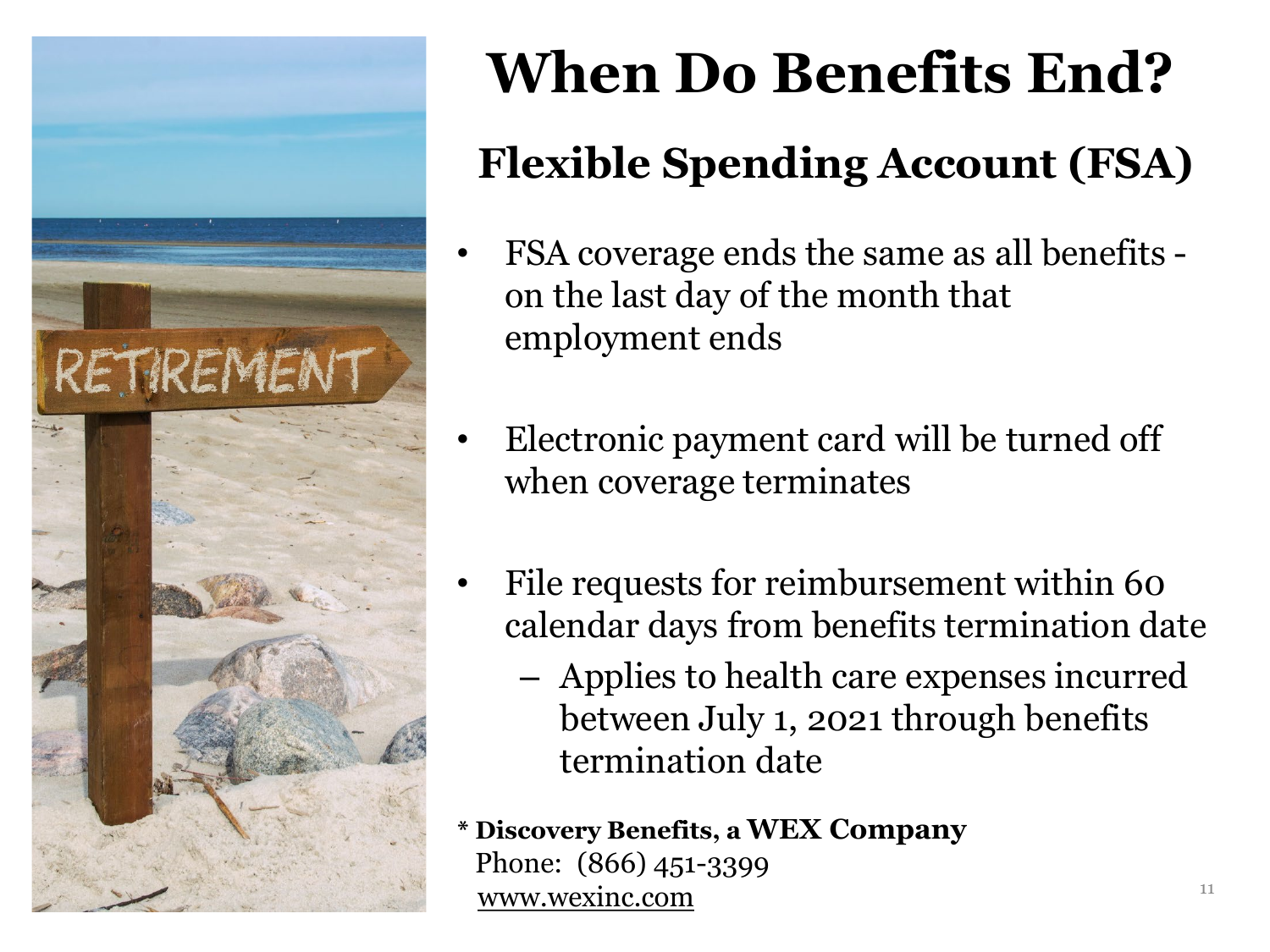# When Do Benefits End?

## Flexible Spending Account (FSA)

- FSA coverage ends the same as all benefits - on the last day of the month that employment ends
- Electronic payment card will be turned off when coverage terminates
- File requests for reimbursement within 60 calendar days from benefits termination date
  - Applies to health care expenses incurred between July 1, 2021 through benefits termination date

**\* Discovery Benefits, a WEX Company**
Phone: (866) 451-3399
www.wexinc.com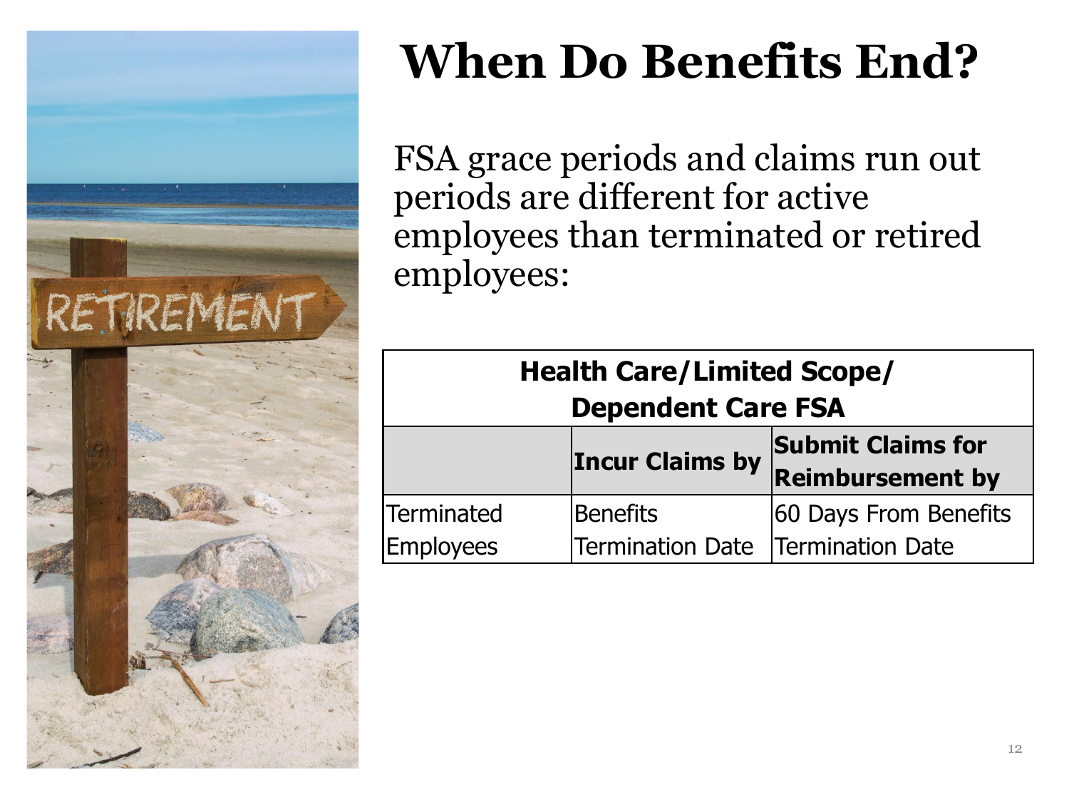# When Do Benefits End?

FSA grace periods and claims run out periods are different for active employees than terminated or retired employees:

| Health Care/Limited Scope/ Dependent Care FSA | | |
|---|---|---|
| | **Incur Claims by** | **Submit Claims for Reimbursement by** |
| Terminated Employees | Benefits Termination Date | 60 Days From Benefits Termination Date |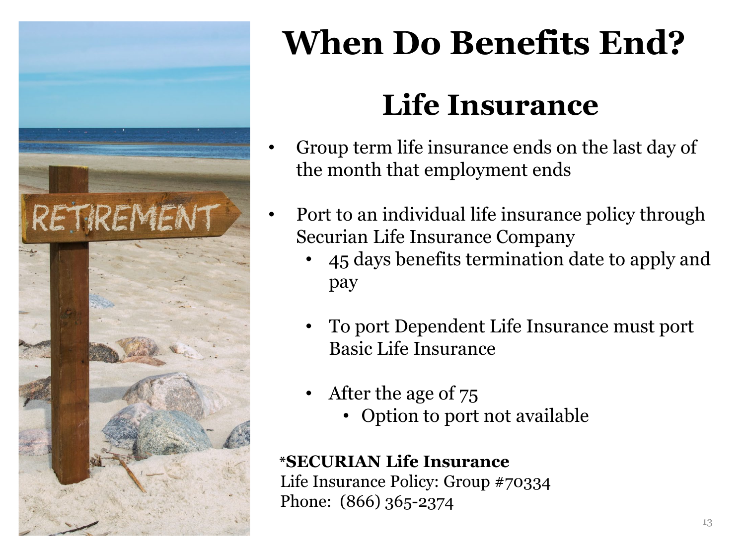# When Do Benefits End?

## Life Insurance

- Group term life insurance ends on the last day of the month that employment ends
- Port to an individual life insurance policy through Securian Life Insurance Company
  - 45 days benefits termination date to apply and pay
  - To port Dependent Life Insurance must port Basic Life Insurance
  - After the age of 75
    - Option to port not available

**\*SECURIAN Life Insurance**
Life Insurance Policy: Group #70334
Phone: (866) 365-2374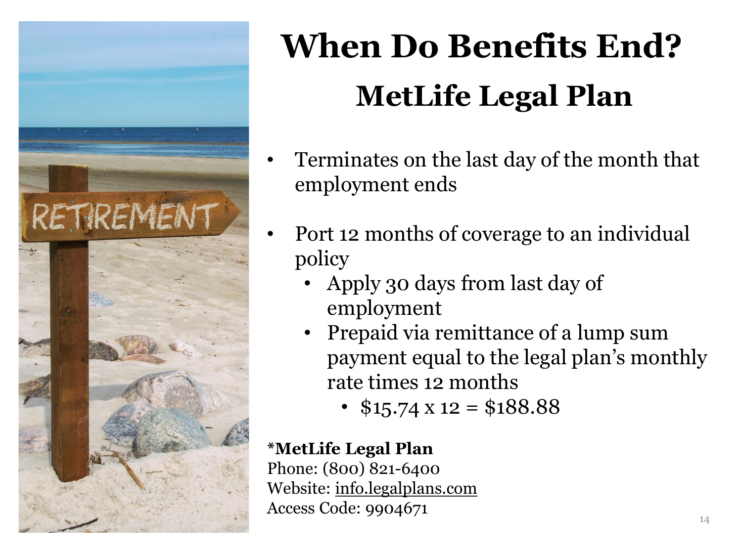# When Do Benefits End?

## MetLife Legal Plan

- Terminates on the last day of the month that employment ends
- Port 12 months of coverage to an individual policy
  - Apply 30 days from last day of employment
  - Prepaid via remittance of a lump sum payment equal to the legal plan's monthly rate times 12 months
    - $15.74 x 12 = $188.88

**\*MetLife Legal Plan**
Phone: (800) 821-6400
Website: info.legalplans.com
Access Code: 9904671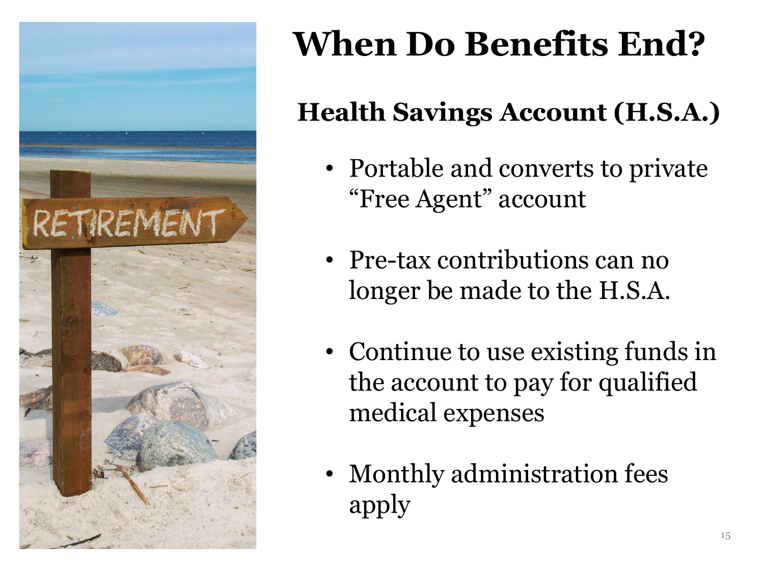# When Do Benefits End?

## Health Savings Account (H.S.A.)

- Portable and converts to private "Free Agent" account
- Pre-tax contributions can no longer be made to the H.S.A.
- Continue to use existing funds in the account to pay for qualified medical expenses
- Monthly administration fees apply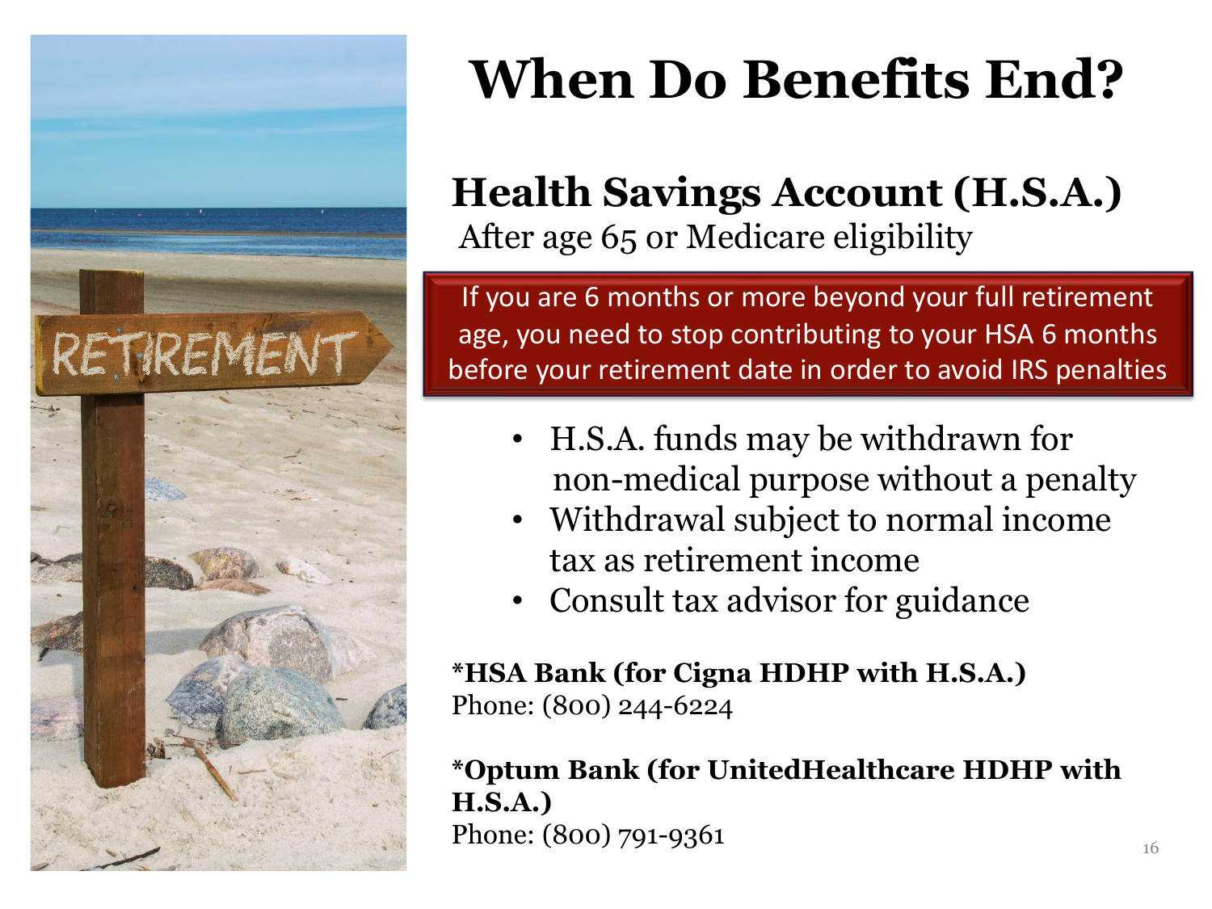# When Do Benefits End?

## Health Savings Account (H.S.A.)

After age 65 or Medicare eligibility

If you are 6 months or more beyond your full retirement age, you need to stop contributing to your HSA 6 months before your retirement date in order to avoid IRS penalties

- H.S.A. funds may be withdrawn for non-medical purpose without a penalty
- Withdrawal subject to normal income tax as retirement income
- Consult tax advisor for guidance

**\*HSA Bank (for Cigna HDHP with H.S.A.)**
Phone: (800) 244-6224

**\*Optum Bank (for UnitedHealthcare HDHP with H.S.A.)**
Phone: (800) 791-9361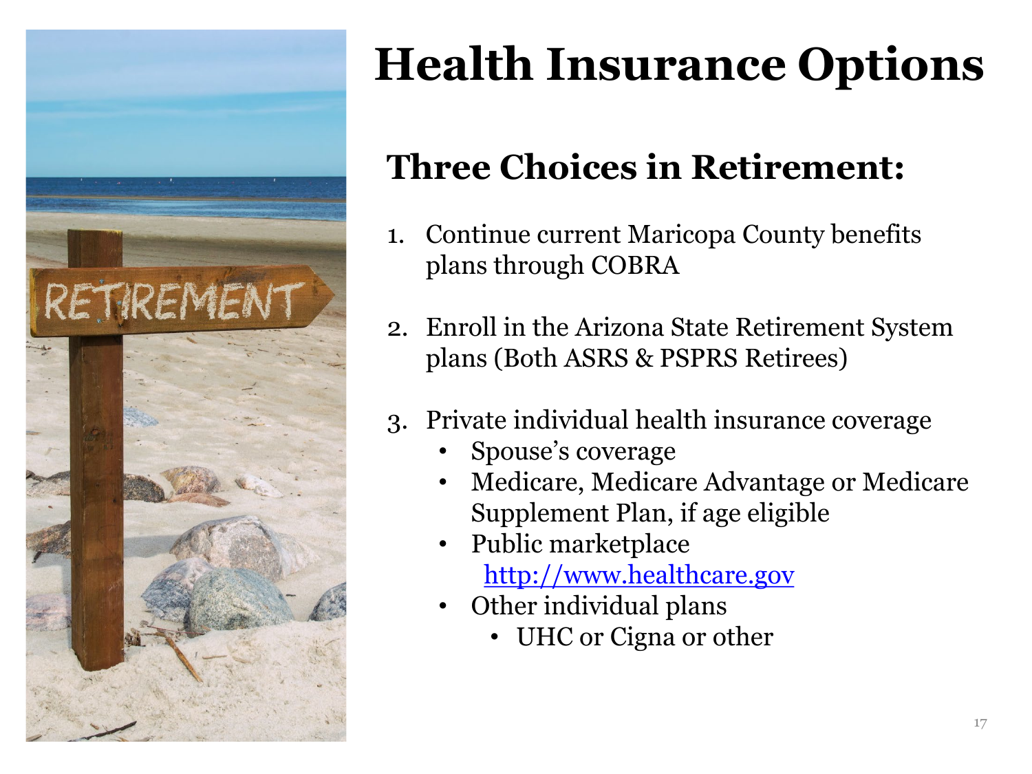# Health Insurance Options

## Three Choices in Retirement:

1. Continue current Maricopa County benefits plans through COBRA
2. Enroll in the Arizona State Retirement System plans (Both ASRS & PSPRS Retirees)
3. Private individual health insurance coverage
   - Spouse's coverage
   - Medicare, Medicare Advantage or Medicare Supplement Plan, if age eligible
   - Public marketplace
     [http://www.healthcare.gov](http://www.healthcare.gov)
   - Other individual plans
     - UHC or Cigna or other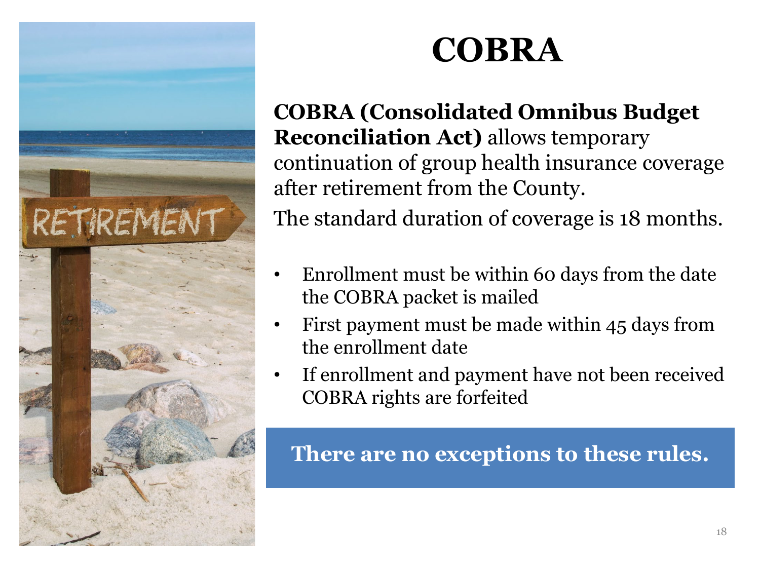# COBRA

**COBRA (Consolidated Omnibus Budget Reconciliation Act)** allows temporary continuation of group health insurance coverage after retirement from the County.

The standard duration of coverage is 18 months.

- Enrollment must be within 60 days from the date the COBRA packet is mailed
- First payment must be made within 45 days from the enrollment date
- If enrollment and payment have not been received COBRA rights are forfeited

**There are no exceptions to these rules.**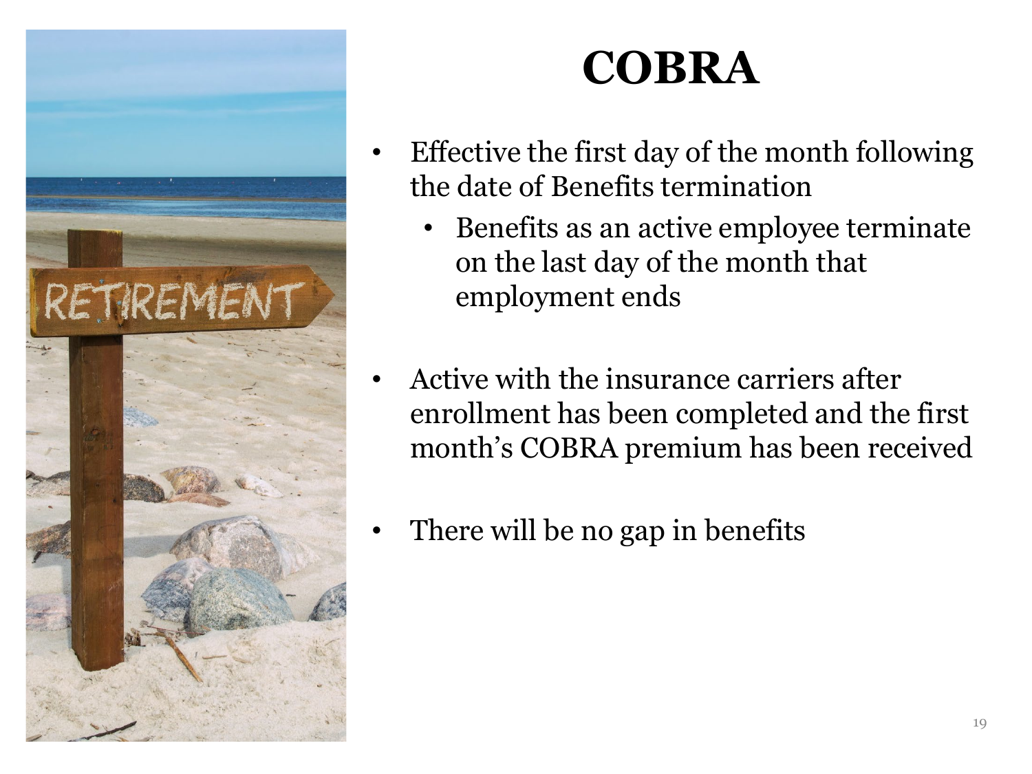# COBRA

- Effective the first day of the month following the date of Benefits termination
  - Benefits as an active employee terminate on the last day of the month that employment ends
- Active with the insurance carriers after enrollment has been completed and the first month's COBRA premium has been received
- There will be no gap in benefits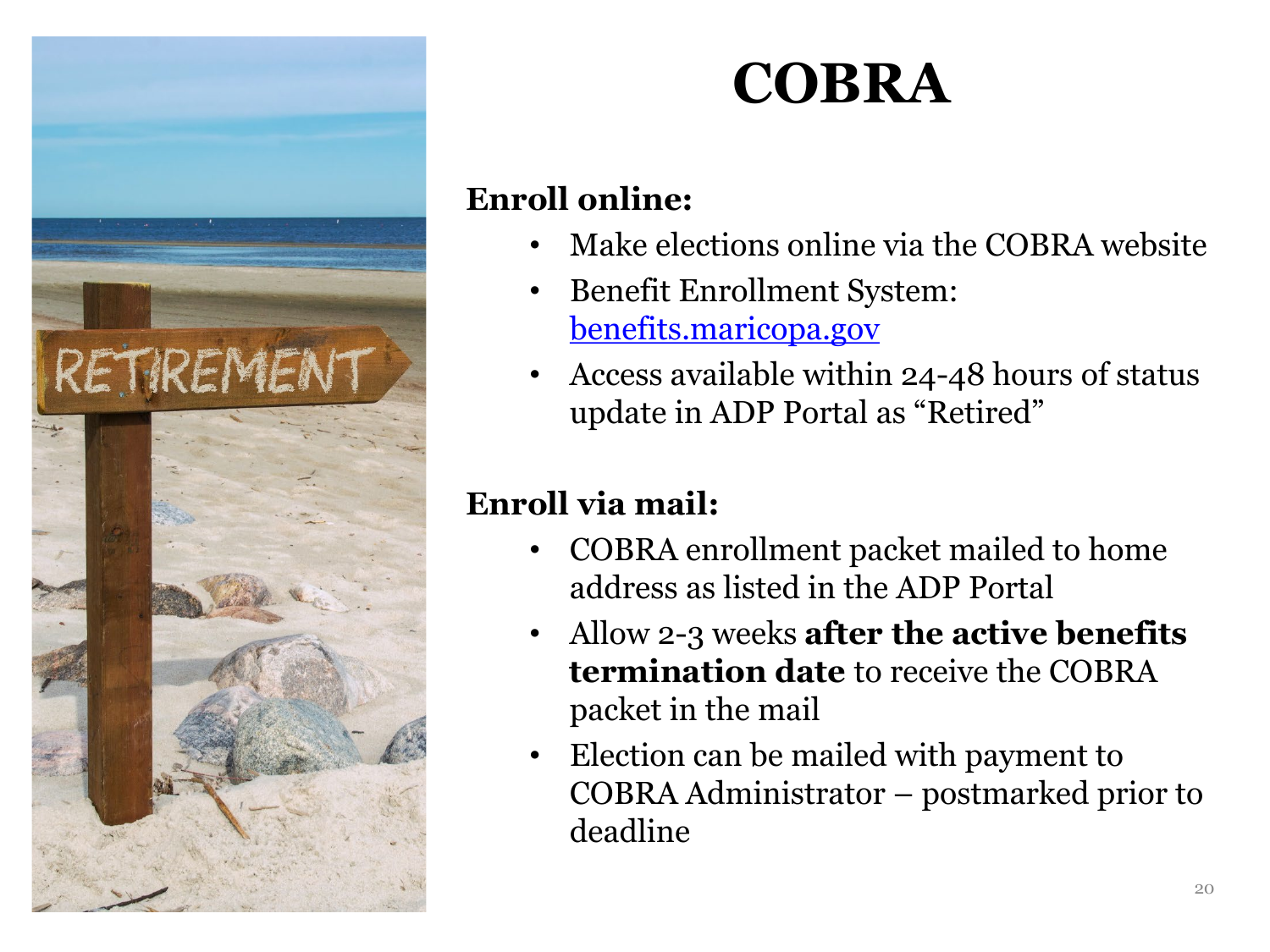# COBRA

**Enroll online:**

- Make elections online via the COBRA website
- Benefit Enrollment System: [benefits.maricopa.gov](benefits.maricopa.gov)
- Access available within 24-48 hours of status update in ADP Portal as "Retired"

**Enroll via mail:**

- COBRA enrollment packet mailed to home address as listed in the ADP Portal
- Allow 2-3 weeks **after the active benefits termination date** to receive the COBRA packet in the mail
- Election can be mailed with payment to COBRA Administrator – postmarked prior to deadline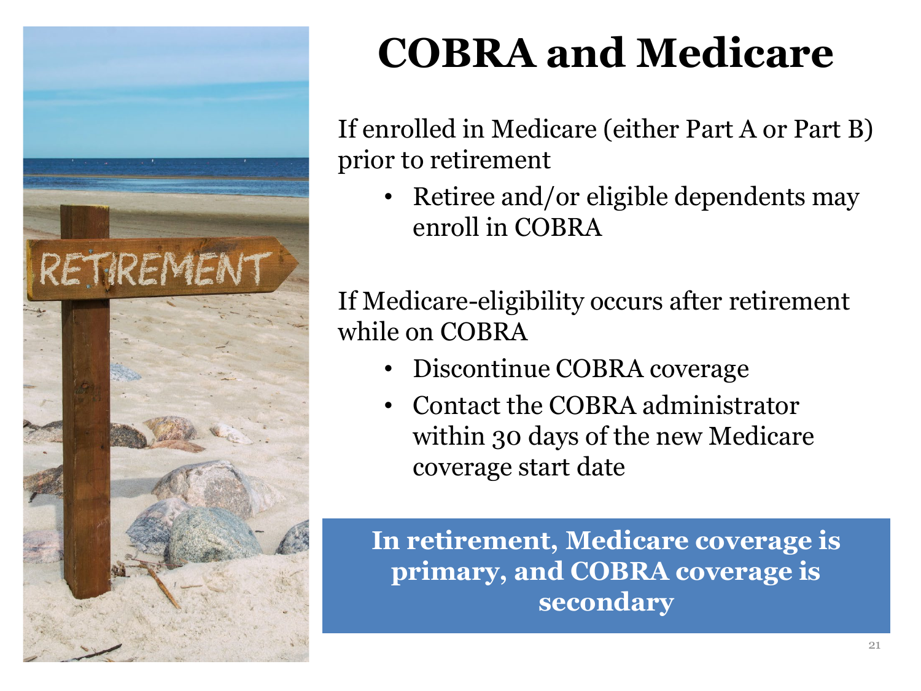# COBRA and Medicare

If enrolled in Medicare (either Part A or Part B) prior to retirement

- Retiree and/or eligible dependents may enroll in COBRA

If Medicare-eligibility occurs after retirement while on COBRA

- Discontinue COBRA coverage
- Contact the COBRA administrator within 30 days of the new Medicare coverage start date

**In retirement, Medicare coverage is primary, and COBRA coverage is secondary**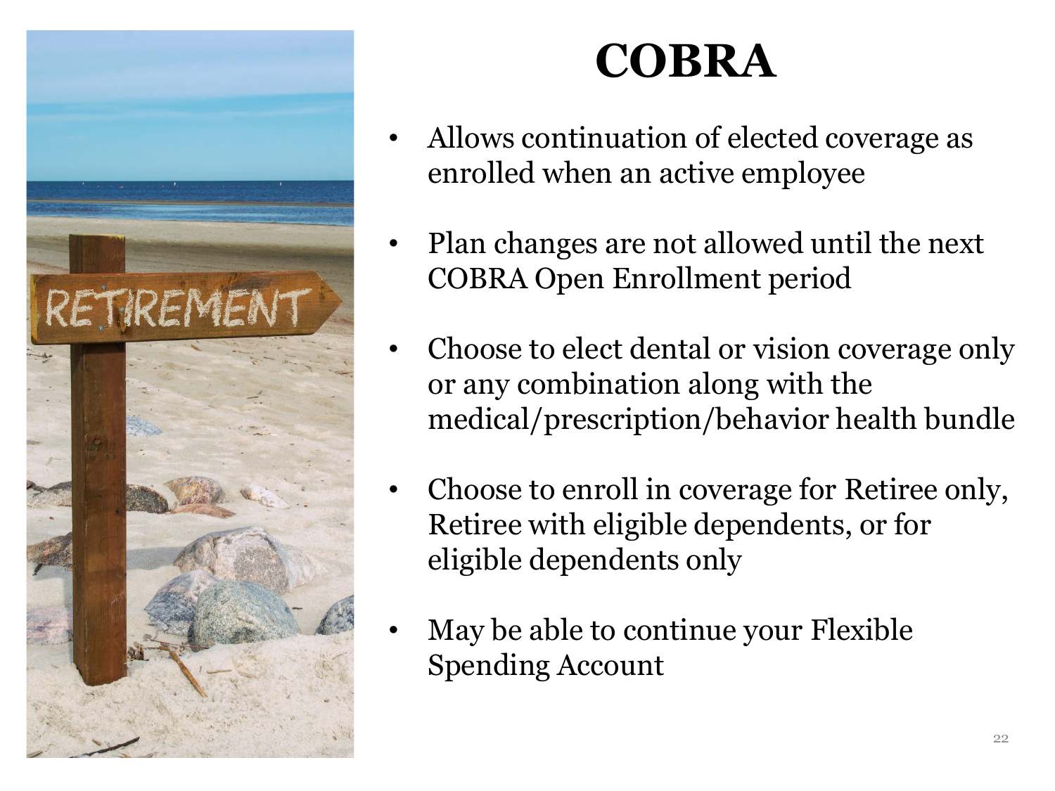# COBRA

- Allows continuation of elected coverage as enrolled when an active employee
- Plan changes are not allowed until the next COBRA Open Enrollment period
- Choose to elect dental or vision coverage only or any combination along with the medical/prescription/behavior health bundle
- Choose to enroll in coverage for Retiree only, Retiree with eligible dependents, or for eligible dependents only
- May be able to continue your Flexible Spending Account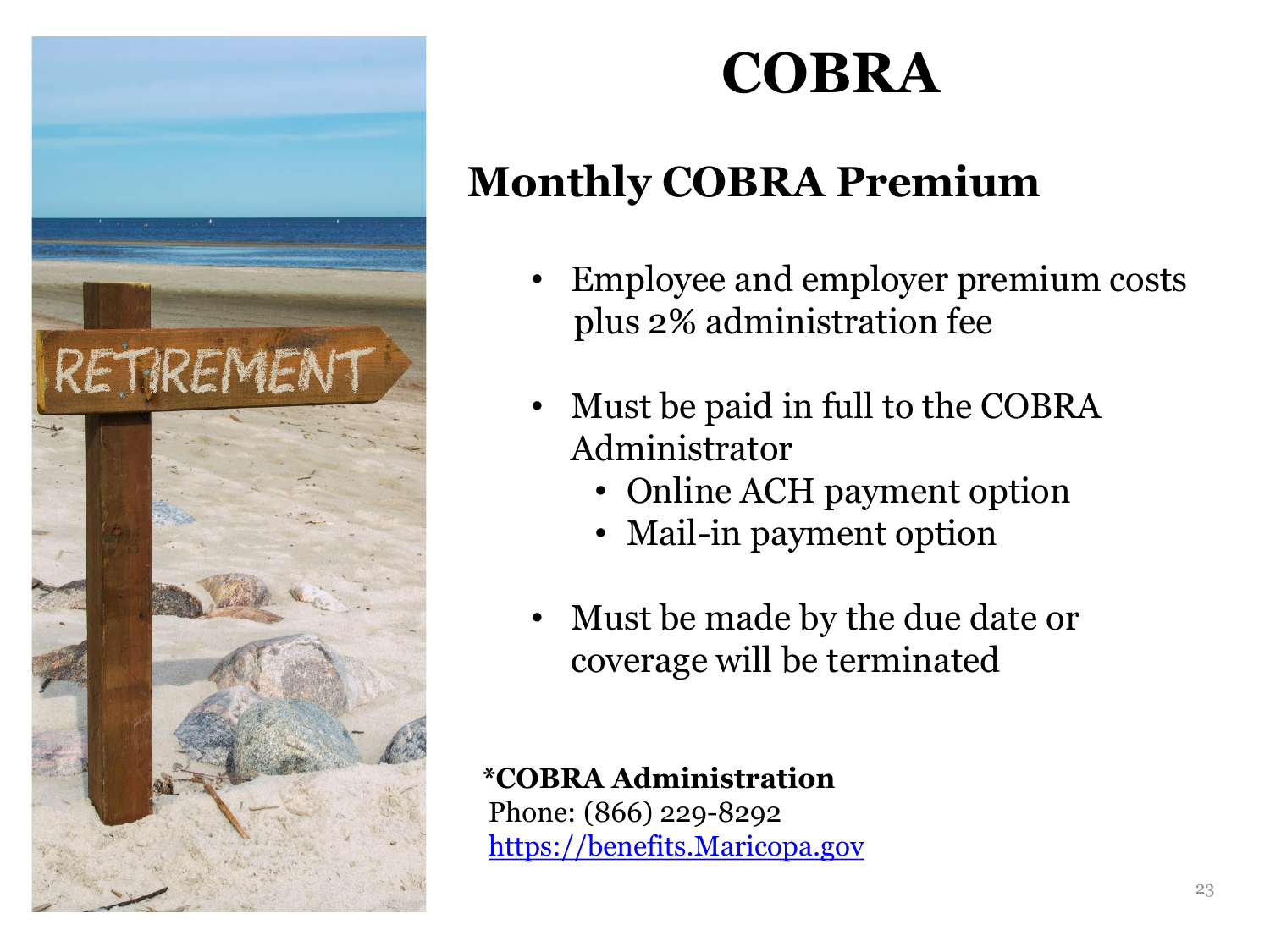# COBRA

## Monthly COBRA Premium

- Employee and employer premium costs plus 2% administration fee
- Must be paid in full to the COBRA Administrator
  - Online ACH payment option
  - Mail-in payment option
- Must be made by the due date or coverage will be terminated

**\*COBRA Administration**
Phone: (866) 229-8292
[https://benefits.Maricopa.gov](https://benefits.Maricopa.gov)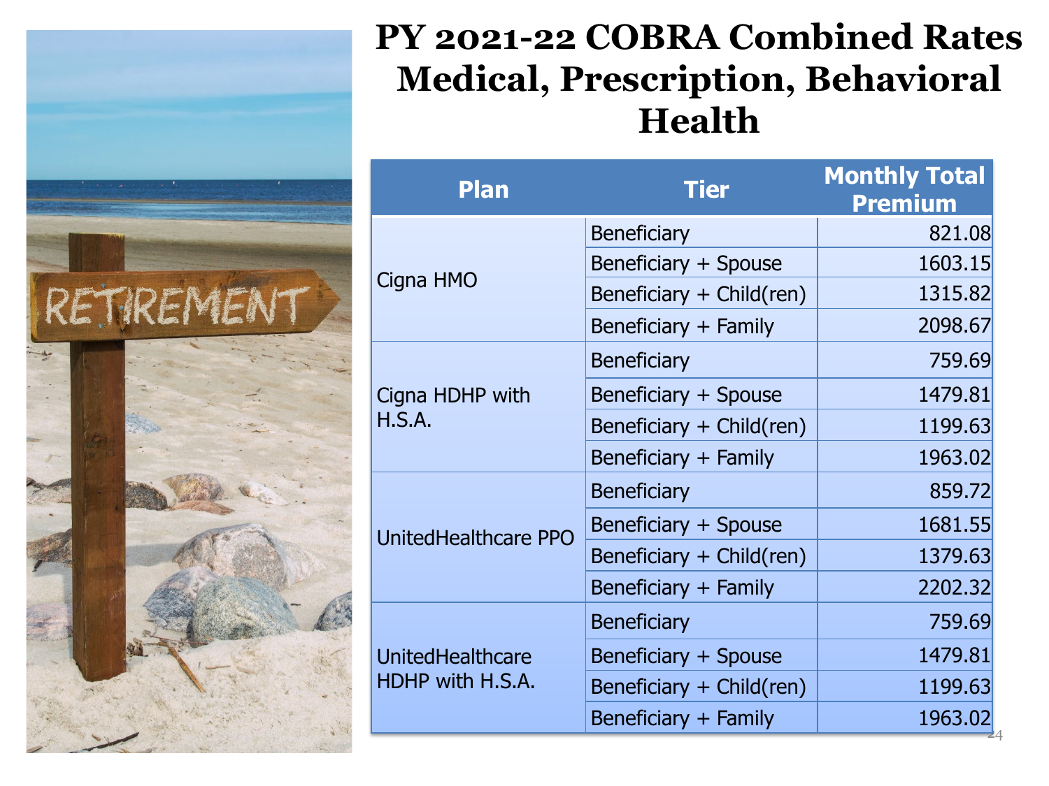# PY 2021-22 COBRA Combined Rates Medical, Prescription, Behavioral Health

| Plan | Tier | Monthly Total Premium |
|---|---|---|
| Cigna HMO | Beneficiary | 821.08 |
| | Beneficiary + Spouse | 1603.15 |
| | Beneficiary + Child(ren) | 1315.82 |
| | Beneficiary + Family | 2098.67 |
| Cigna HDHP with H.S.A. | Beneficiary | 759.69 |
| | Beneficiary + Spouse | 1479.81 |
| | Beneficiary + Child(ren) | 1199.63 |
| | Beneficiary + Family | 1963.02 |
| UnitedHealthcare PPO | Beneficiary | 859.72 |
| | Beneficiary + Spouse | 1681.55 |
| | Beneficiary + Child(ren) | 1379.63 |
| | Beneficiary + Family | 2202.32 |
| UnitedHealthcare HDHP with H.S.A. | Beneficiary | 759.69 |
| | Beneficiary + Spouse | 1479.81 |
| | Beneficiary + Child(ren) | 1199.63 |
| | Beneficiary + Family | 1963.02 |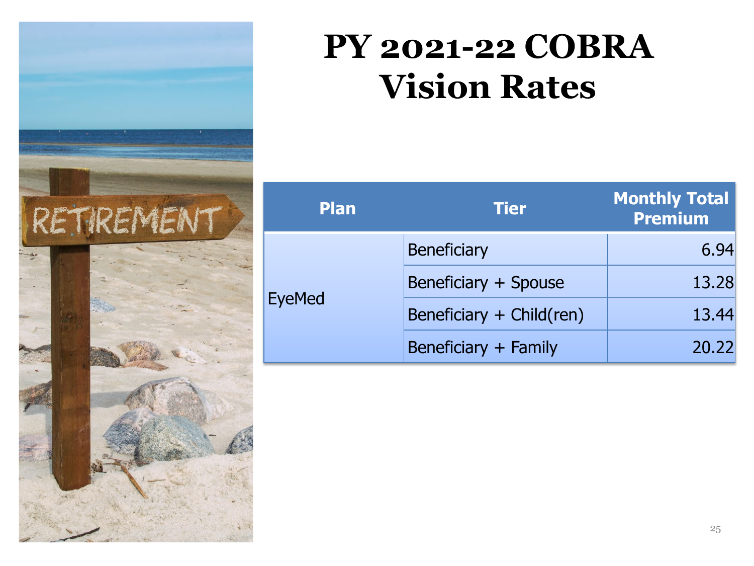# PY 2021-22 COBRA Vision Rates

| Plan | Tier | Monthly Total Premium |
| --- | --- | --- |
| EyeMed | Beneficiary | 6.94 |
| | Beneficiary + Spouse | 13.28 |
| | Beneficiary + Child(ren) | 13.44 |
| | Beneficiary + Family | 20.22 |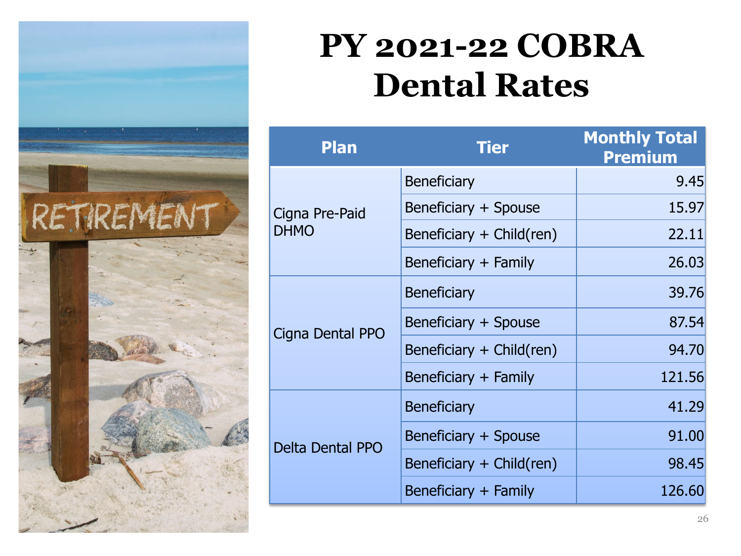# PY 2021-22 COBRA Dental Rates

| Plan | Tier | Monthly Total Premium |
|---|---|---|
| Cigna Pre-Paid DHMO | Beneficiary | 9.45 |
| | Beneficiary + Spouse | 15.97 |
| | Beneficiary + Child(ren) | 22.11 |
| | Beneficiary + Family | 26.03 |
| Cigna Dental PPO | Beneficiary | 39.76 |
| | Beneficiary + Spouse | 87.54 |
| | Beneficiary + Child(ren) | 94.70 |
| | Beneficiary + Family | 121.56 |
| Delta Dental PPO | Beneficiary | 41.29 |
| | Beneficiary + Spouse | 91.00 |
| | Beneficiary + Child(ren) | 98.45 |
| | Beneficiary + Family | 126.60 |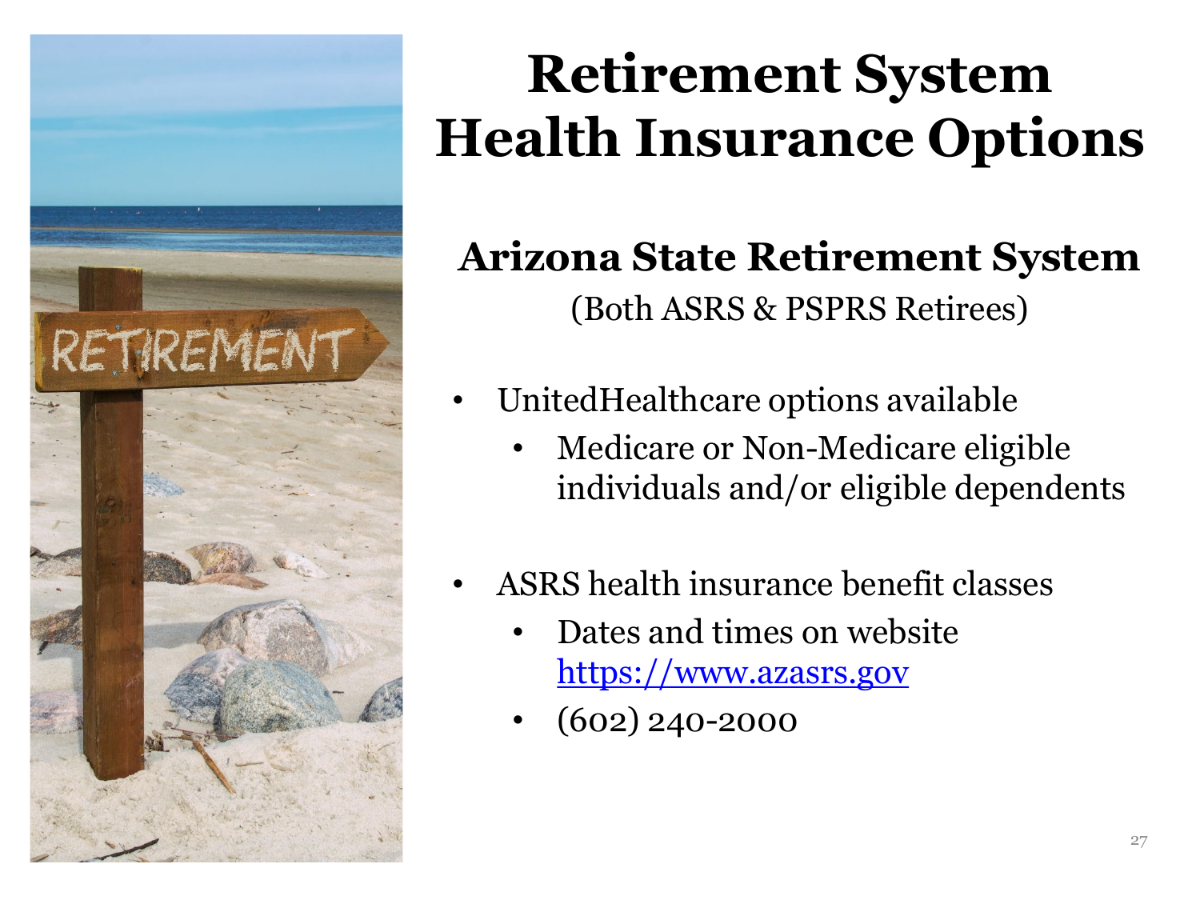# Retirement System Health Insurance Options

## Arizona State Retirement System

(Both ASRS & PSPRS Retirees)

- UnitedHealthcare options available
  - Medicare or Non-Medicare eligible individuals and/or eligible dependents
- ASRS health insurance benefit classes
  - Dates and times on website https://www.azasrs.gov
  - (602) 240-2000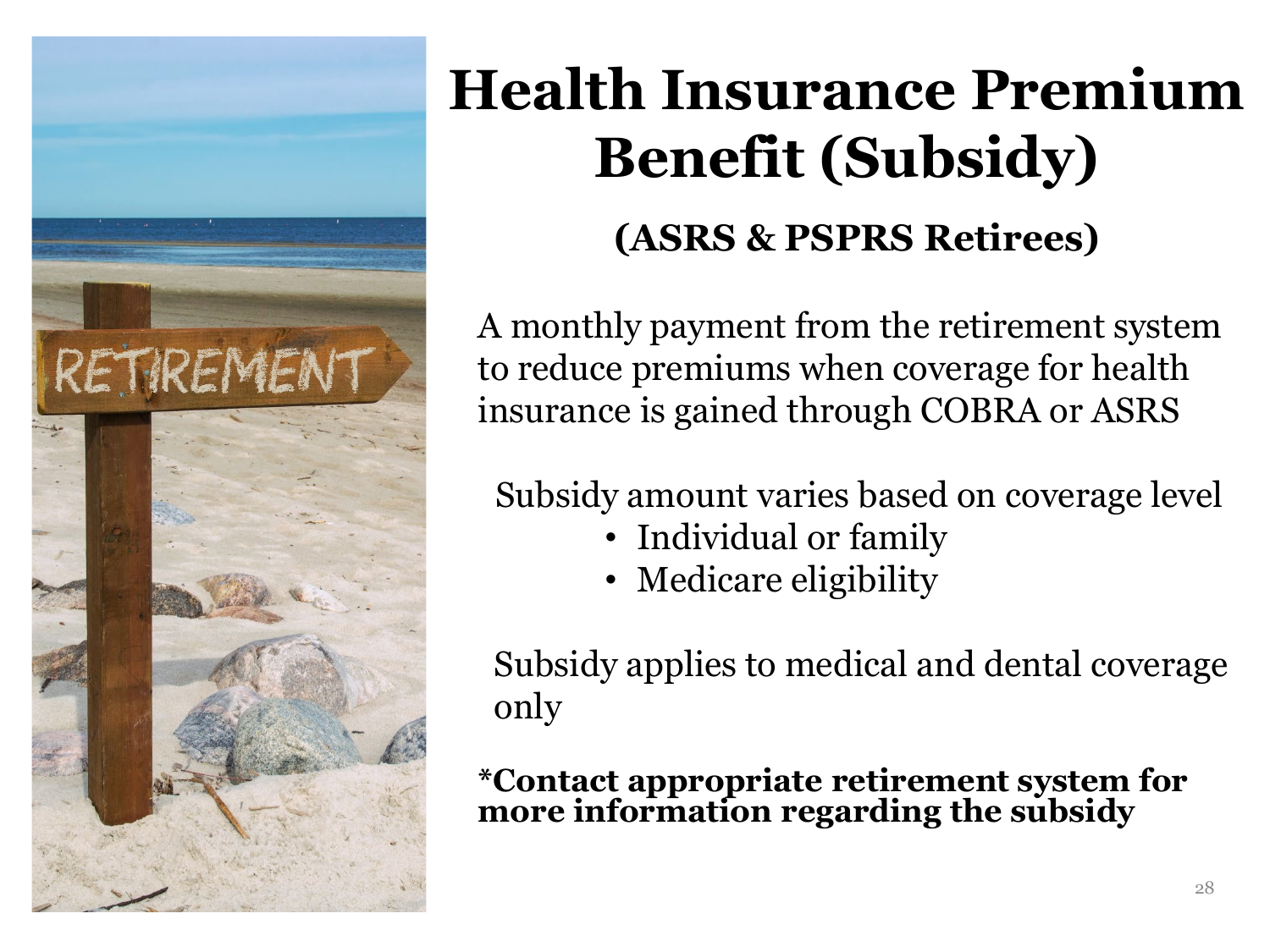# Health Insurance Premium Benefit (Subsidy)

### (ASRS & PSPRS Retirees)

A monthly payment from the retirement system to reduce premiums when coverage for health insurance is gained through COBRA or ASRS

Subsidy amount varies based on coverage level

- Individual or family
- Medicare eligibility

Subsidy applies to medical and dental coverage only

**\*Contact appropriate retirement system for more information regarding the subsidy**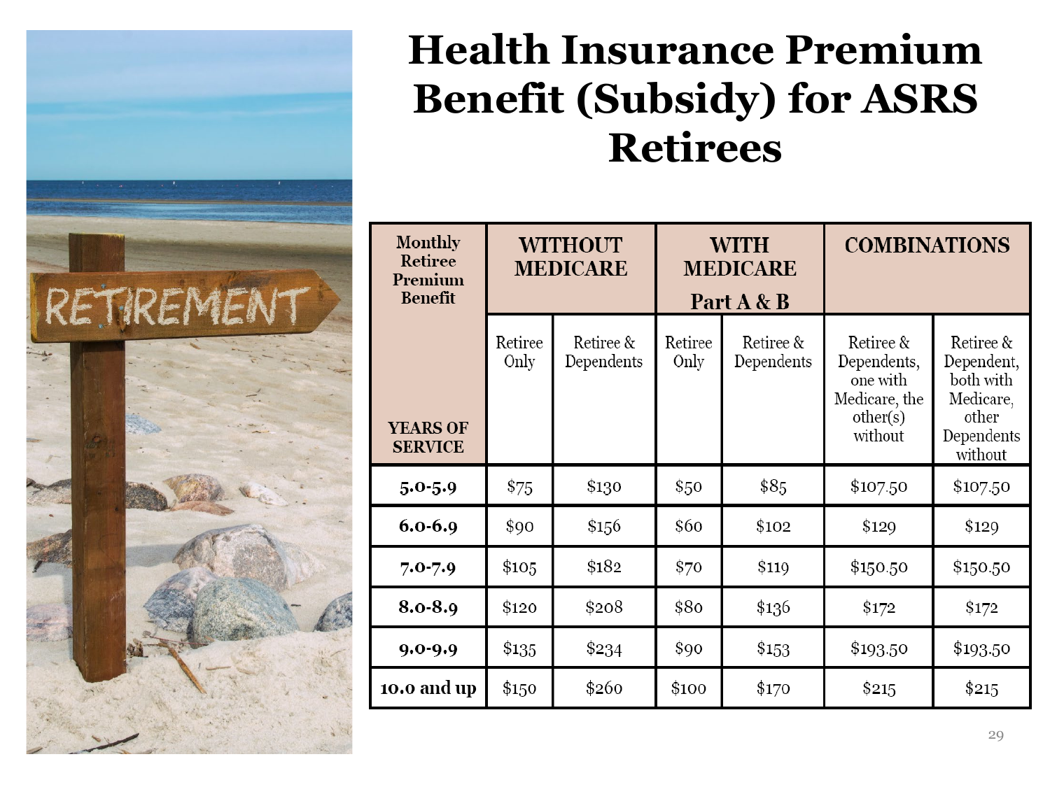# Health Insurance Premium Benefit (Subsidy) for ASRS Retirees

| Monthly Retiree Premium Benefit<br>YEARS OF SERVICE | WITHOUT MEDICARE | | WITH MEDICARE Part A & B | | COMBINATIONS | |
|---|---|---|---|---|---|---|
| | Retiree Only | Retiree & Dependents | Retiree Only | Retiree & Dependents | Retiree & Dependents, one with Medicare, the other(s) without | Retiree & Dependent, both with Medicare, other Dependents without |
| 5.0-5.9 | $75 | $130 | $50 | $85 | $107.50 | $107.50 |
| 6.0-6.9 | $90 | $156 | $60 | $102 | $129 | $129 |
| 7.0-7.9 | $105 | $182 | $70 | $119 | $150.50 | $150.50 |
| 8.0-8.9 | $120 | $208 | $80 | $136 | $172 | $172 |
| 9.0-9.9 | $135 | $234 | $90 | $153 | $193.50 | $193.50 |
| 10.0 and up | $150 | $260 | $100 | $170 | $215 | $215 |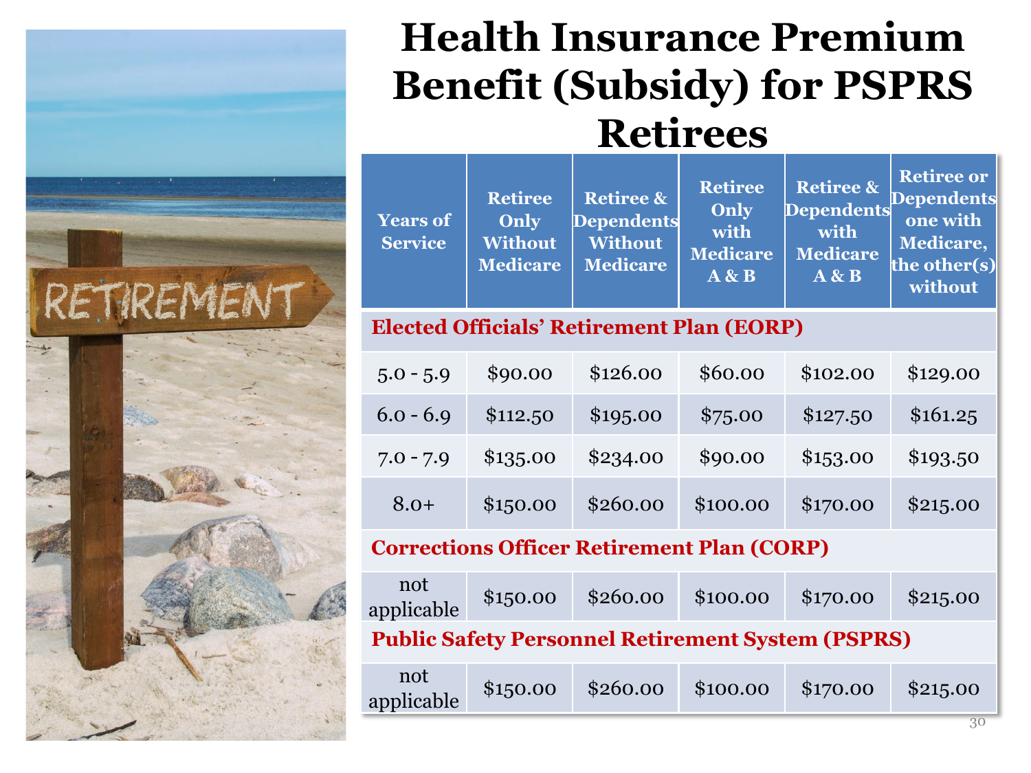# Health Insurance Premium Benefit (Subsidy) for PSPRS Retirees

| Years of Service | Retiree Only Without Medicare | Retiree & Dependents Without Medicare | Retiree Only with Medicare A & B | Retiree & Dependents with Medicare A & B | Retiree or Dependents one with Medicare, the other(s) without |
|---|---|---|---|---|---|
| **Elected Officials' Retirement Plan (EORP)** | | | | | |
| 5.0 - 5.9 | $90.00 | $126.00 | $60.00 | $102.00 | $129.00 |
| 6.0 - 6.9 | $112.50 | $195.00 | $75.00 | $127.50 | $161.25 |
| 7.0 - 7.9 | $135.00 | $234.00 | $90.00 | $153.00 | $193.50 |
| 8.0+ | $150.00 | $260.00 | $100.00 | $170.00 | $215.00 |
| **Corrections Officer Retirement Plan (CORP)** | | | | | |
| not applicable | $150.00 | $260.00 | $100.00 | $170.00 | $215.00 |
| **Public Safety Personnel Retirement System (PSPRS)** | | | | | |
| not applicable | $150.00 | $260.00 | $100.00 | $170.00 | $215.00 |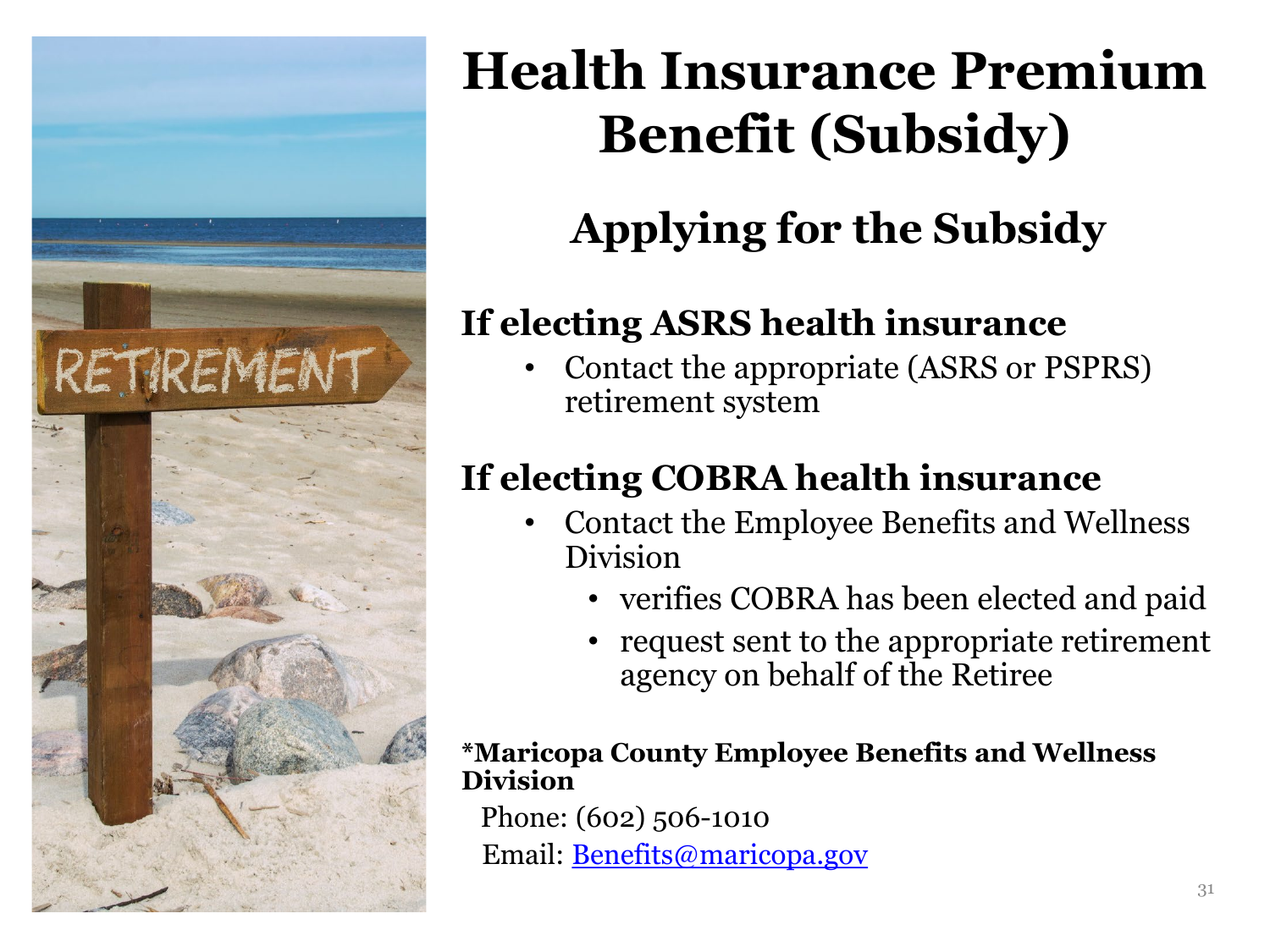# Health Insurance Premium Benefit (Subsidy)

## Applying for the Subsidy

### If electing ASRS health insurance

- Contact the appropriate (ASRS or PSPRS) retirement system

### If electing COBRA health insurance

- Contact the Employee Benefits and Wellness Division
  - verifies COBRA has been elected and paid
  - request sent to the appropriate retirement agency on behalf of the Retiree

**\*Maricopa County Employee Benefits and Wellness Division**

Phone: (602) 506-1010

Email: [Benefits@maricopa.gov](mailto:Benefits@maricopa.gov)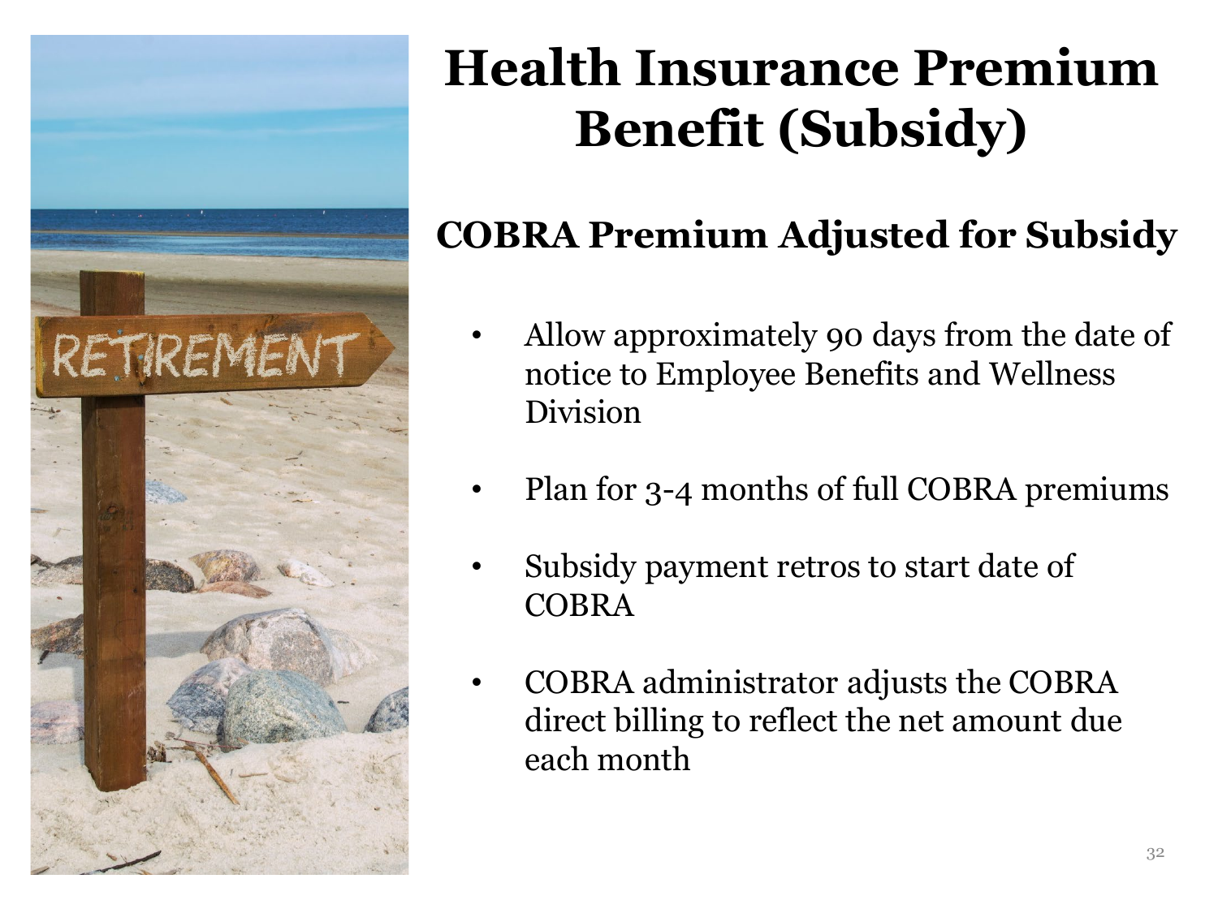# Health Insurance Premium Benefit (Subsidy)

## COBRA Premium Adjusted for Subsidy

- Allow approximately 90 days from the date of notice to Employee Benefits and Wellness Division
- Plan for 3-4 months of full COBRA premiums
- Subsidy payment retros to start date of COBRA
- COBRA administrator adjusts the COBRA direct billing to reflect the net amount due each month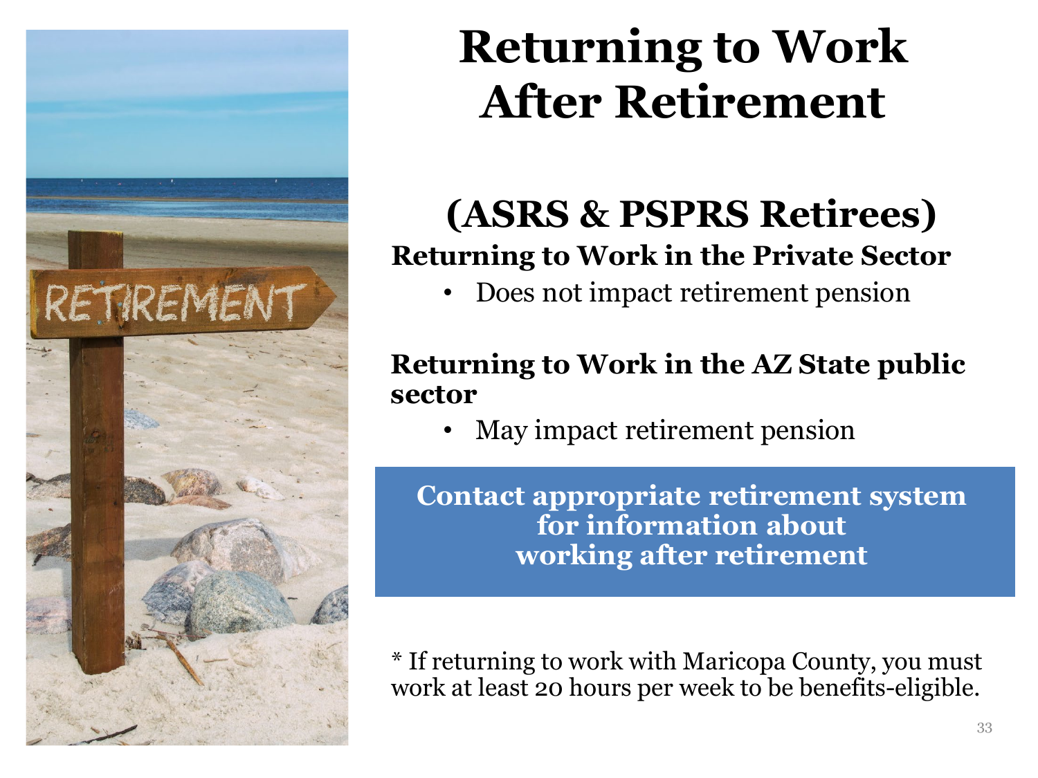# Returning to Work After Retirement

## (ASRS & PSPRS Retirees)

**Returning to Work in the Private Sector**

- Does not impact retirement pension

**Returning to Work in the AZ State public sector**

- May impact retirement pension

**Contact appropriate retirement system for information about working after retirement**

* If returning to work with Maricopa County, you must work at least 20 hours per week to be benefits-eligible.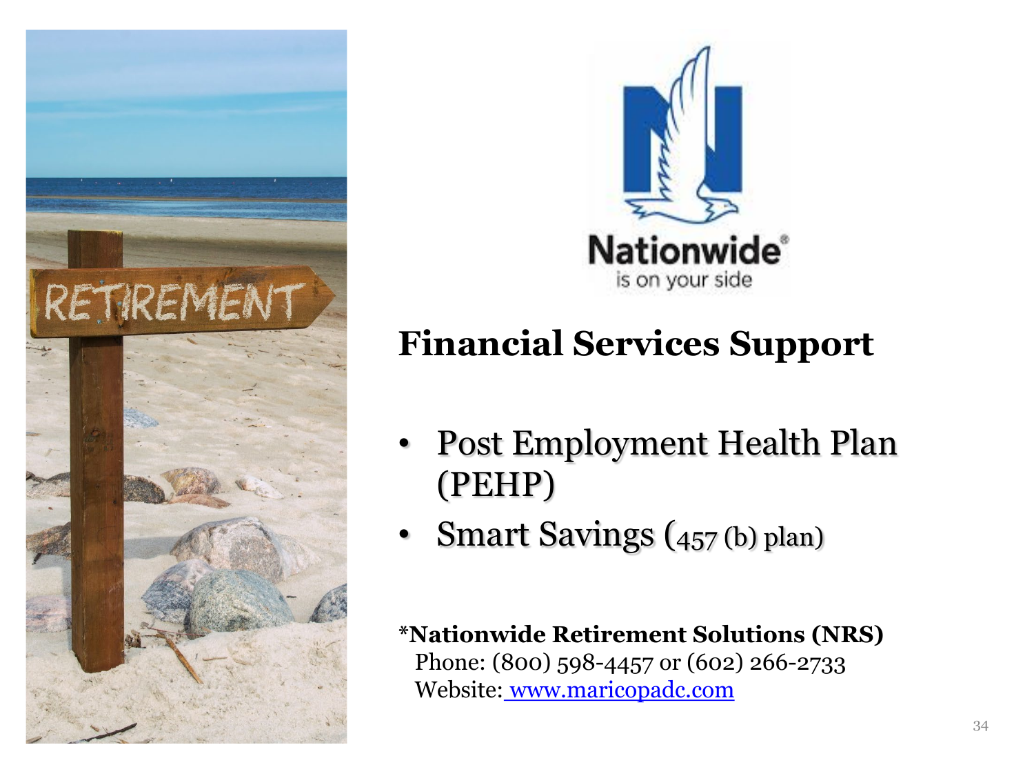Nationwide®
is on your side

## Financial Services Support

- Post Employment Health Plan (PEHP)
- Smart Savings (457 (b) plan)

**\*Nationwide Retirement Solutions (NRS)**
Phone: (800) 598-4457 or (602) 266-2733
Website: [www.maricopadc.com](http://www.maricopadc.com)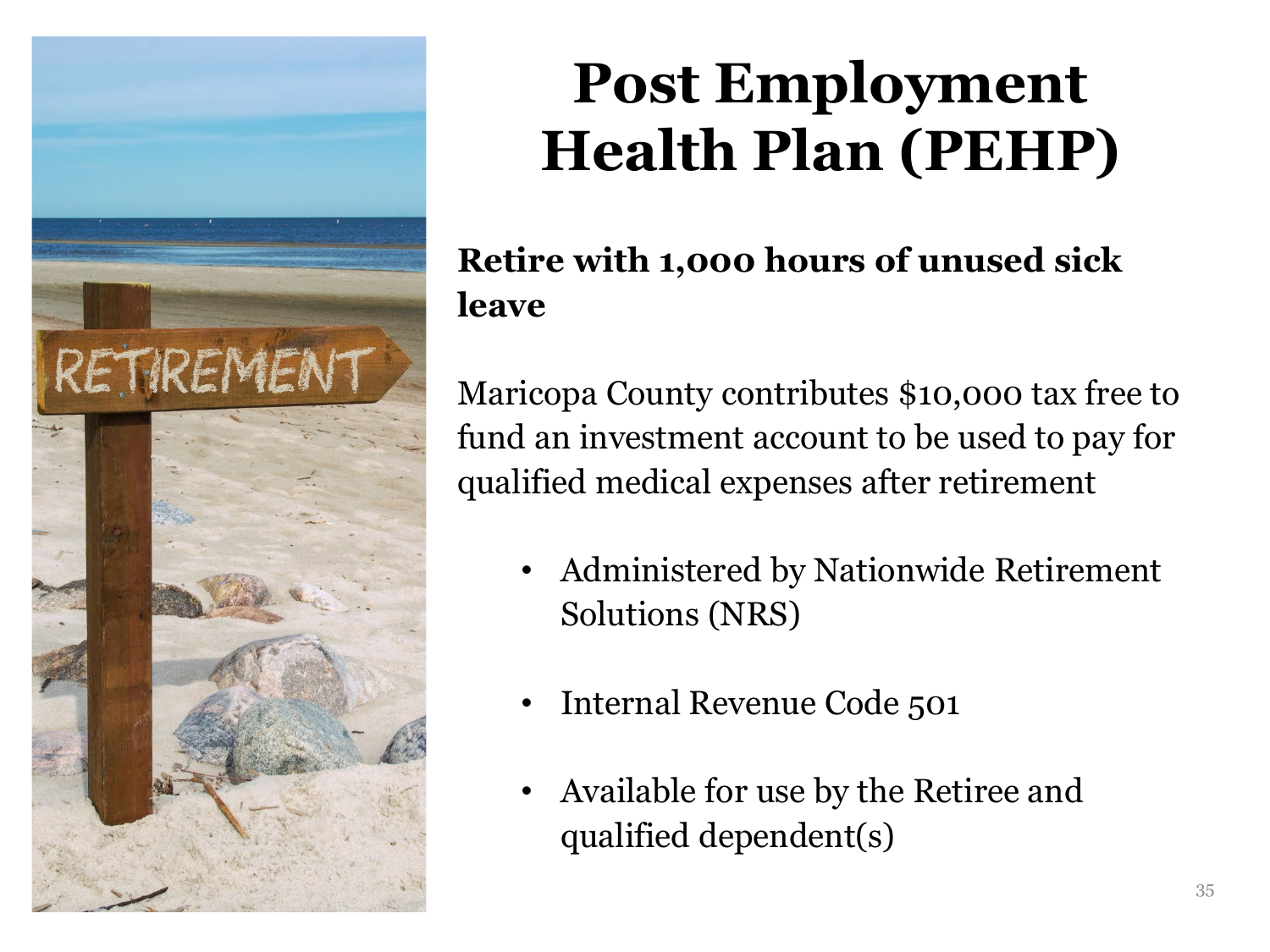# Post Employment Health Plan (PEHP)

**Retire with 1,000 hours of unused sick leave**

Maricopa County contributes $10,000 tax free to fund an investment account to be used to pay for qualified medical expenses after retirement

- Administered by Nationwide Retirement Solutions (NRS)
- Internal Revenue Code 501
- Available for use by the Retiree and qualified dependent(s)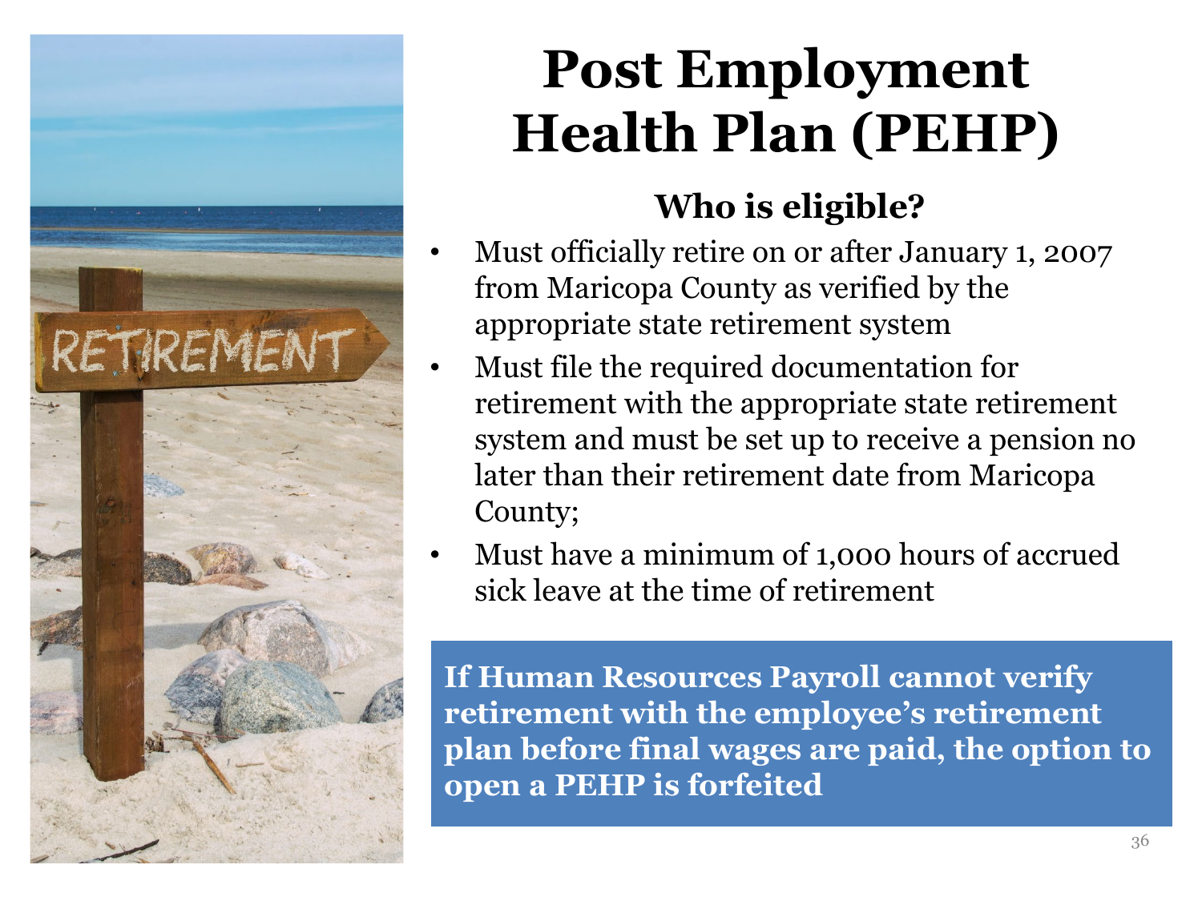# Post Employment Health Plan (PEHP)

## Who is eligible?

- Must officially retire on or after January 1, 2007 from Maricopa County as verified by the appropriate state retirement system
- Must file the required documentation for retirement with the appropriate state retirement system and must be set up to receive a pension no later than their retirement date from Maricopa County;
- Must have a minimum of 1,000 hours of accrued sick leave at the time of retirement

**If Human Resources Payroll cannot verify retirement with the employee's retirement plan before final wages are paid, the option to open a PEHP is forfeited**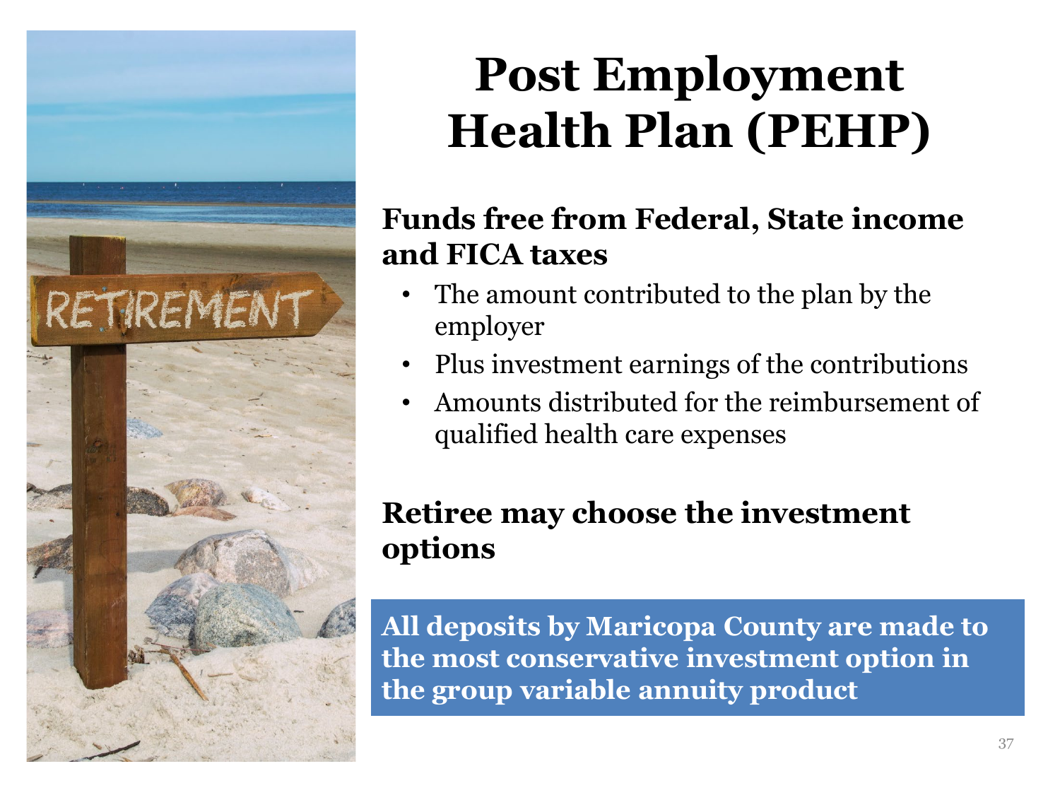# Post Employment Health Plan (PEHP)

**Funds free from Federal, State income and FICA taxes**

- The amount contributed to the plan by the employer
- Plus investment earnings of the contributions
- Amounts distributed for the reimbursement of qualified health care expenses

**Retiree may choose the investment options**

**All deposits by Maricopa County are made to the most conservative investment option in the group variable annuity product**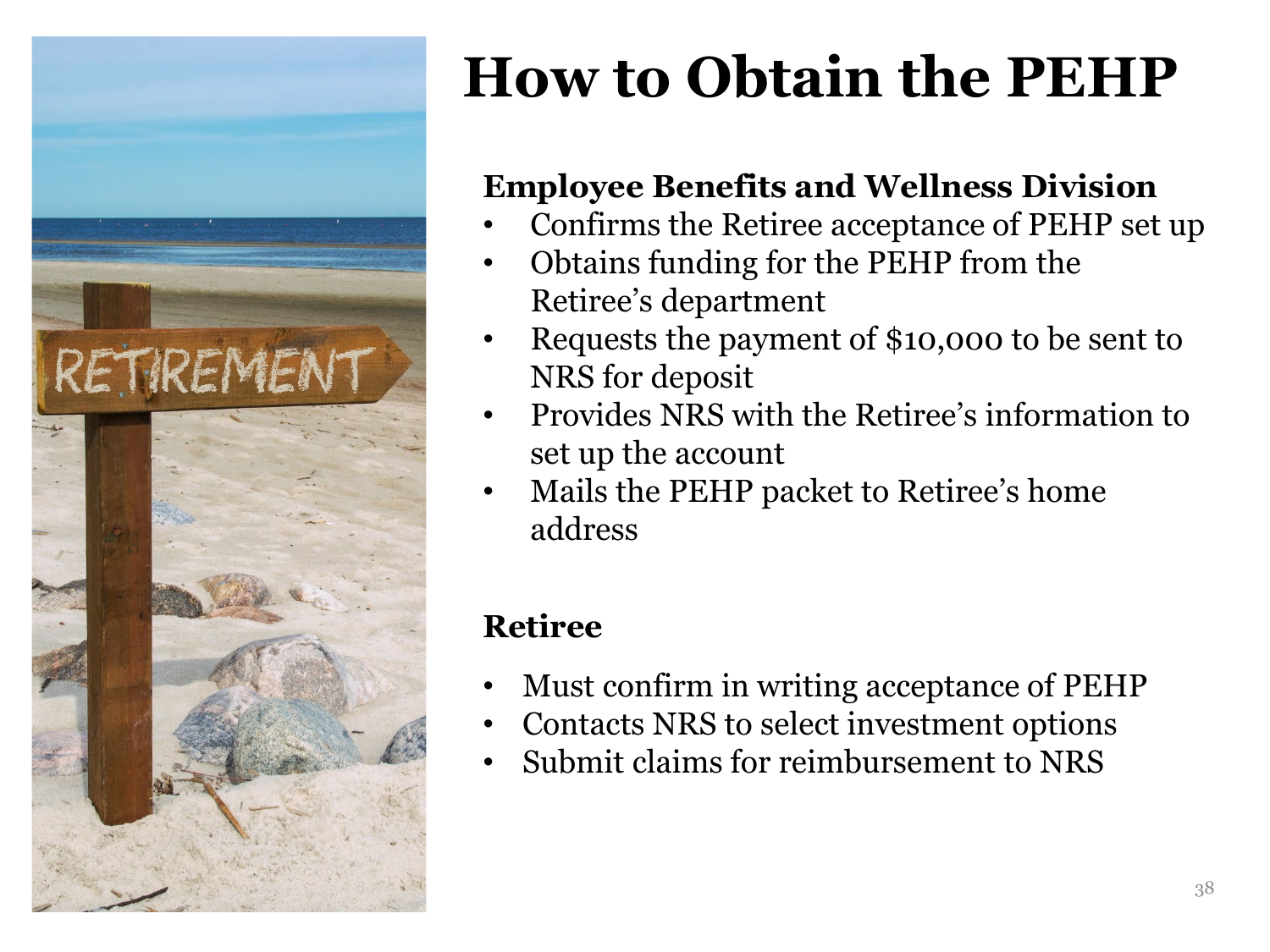# How to Obtain the PEHP

**Employee Benefits and Wellness Division**

- Confirms the Retiree acceptance of PEHP set up
- Obtains funding for the PEHP from the Retiree's department
- Requests the payment of $10,000 to be sent to NRS for deposit
- Provides NRS with the Retiree's information to set up the account
- Mails the PEHP packet to Retiree's home address

**Retiree**

- Must confirm in writing acceptance of PEHP
- Contacts NRS to select investment options
- Submit claims for reimbursement to NRS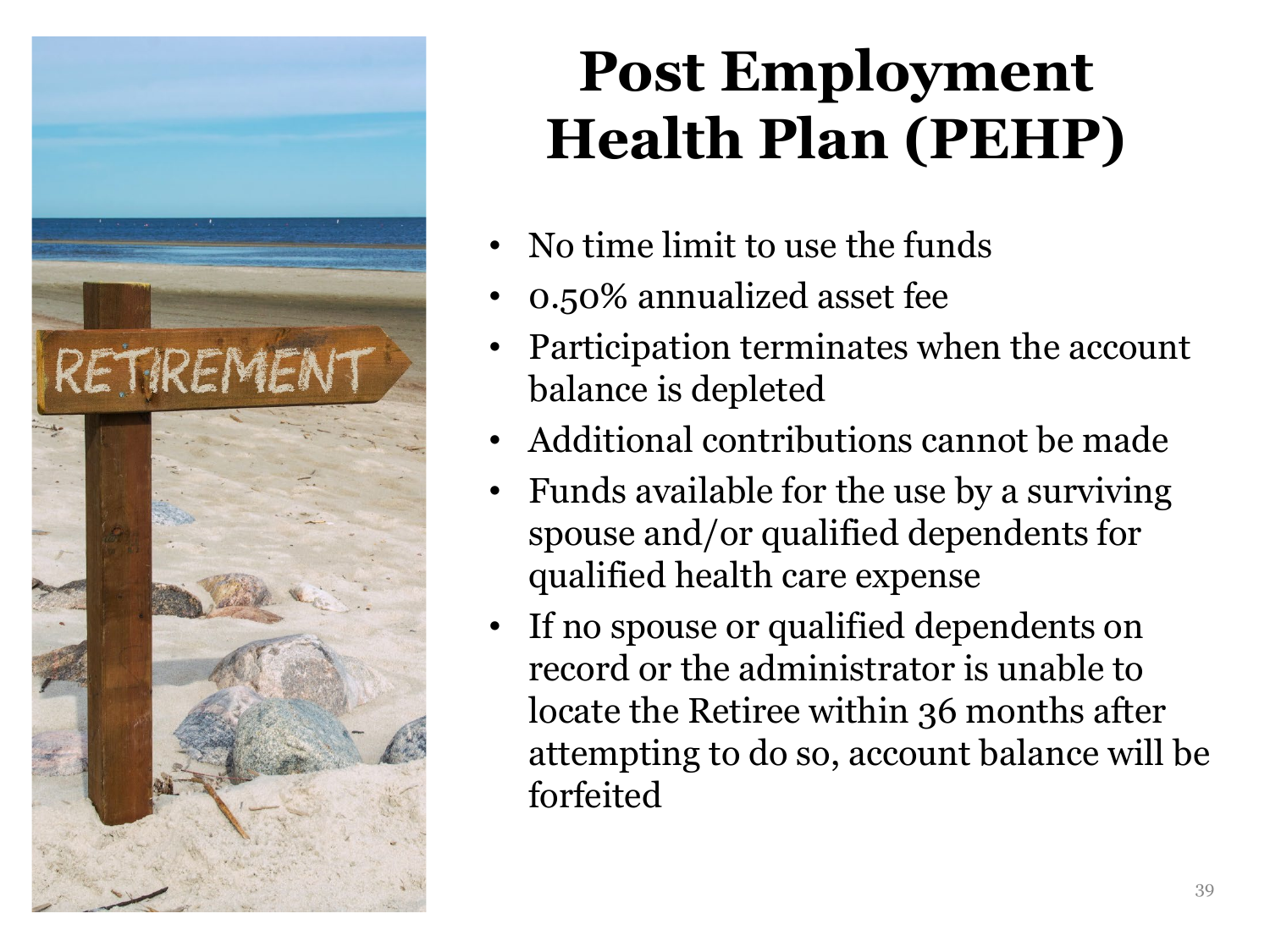# Post Employment Health Plan (PEHP)

- No time limit to use the funds
- 0.50% annualized asset fee
- Participation terminates when the account balance is depleted
- Additional contributions cannot be made
- Funds available for the use by a surviving spouse and/or qualified dependents for qualified health care expense
- If no spouse or qualified dependents on record or the administrator is unable to locate the Retiree within 36 months after attempting to do so, account balance will be forfeited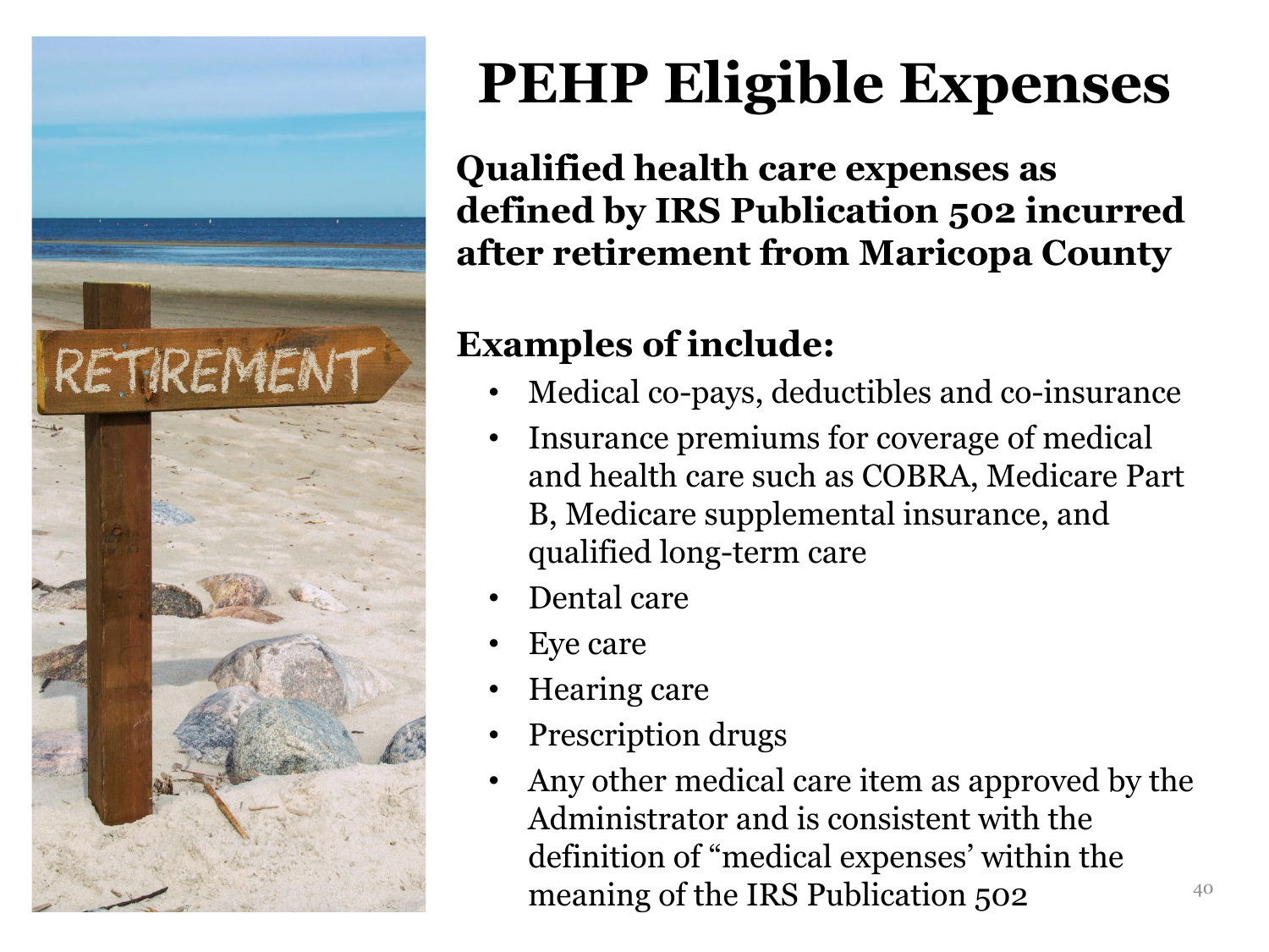# PEHP Eligible Expenses

**Qualified health care expenses as defined by IRS Publication 502 incurred after retirement from Maricopa County**

**Examples of include:**

- Medical co-pays, deductibles and co-insurance
- Insurance premiums for coverage of medical and health care such as COBRA, Medicare Part B, Medicare supplemental insurance, and qualified long-term care
- Dental care
- Eye care
- Hearing care
- Prescription drugs
- Any other medical care item as approved by the Administrator and is consistent with the definition of "medical expenses' within the meaning of the IRS Publication 502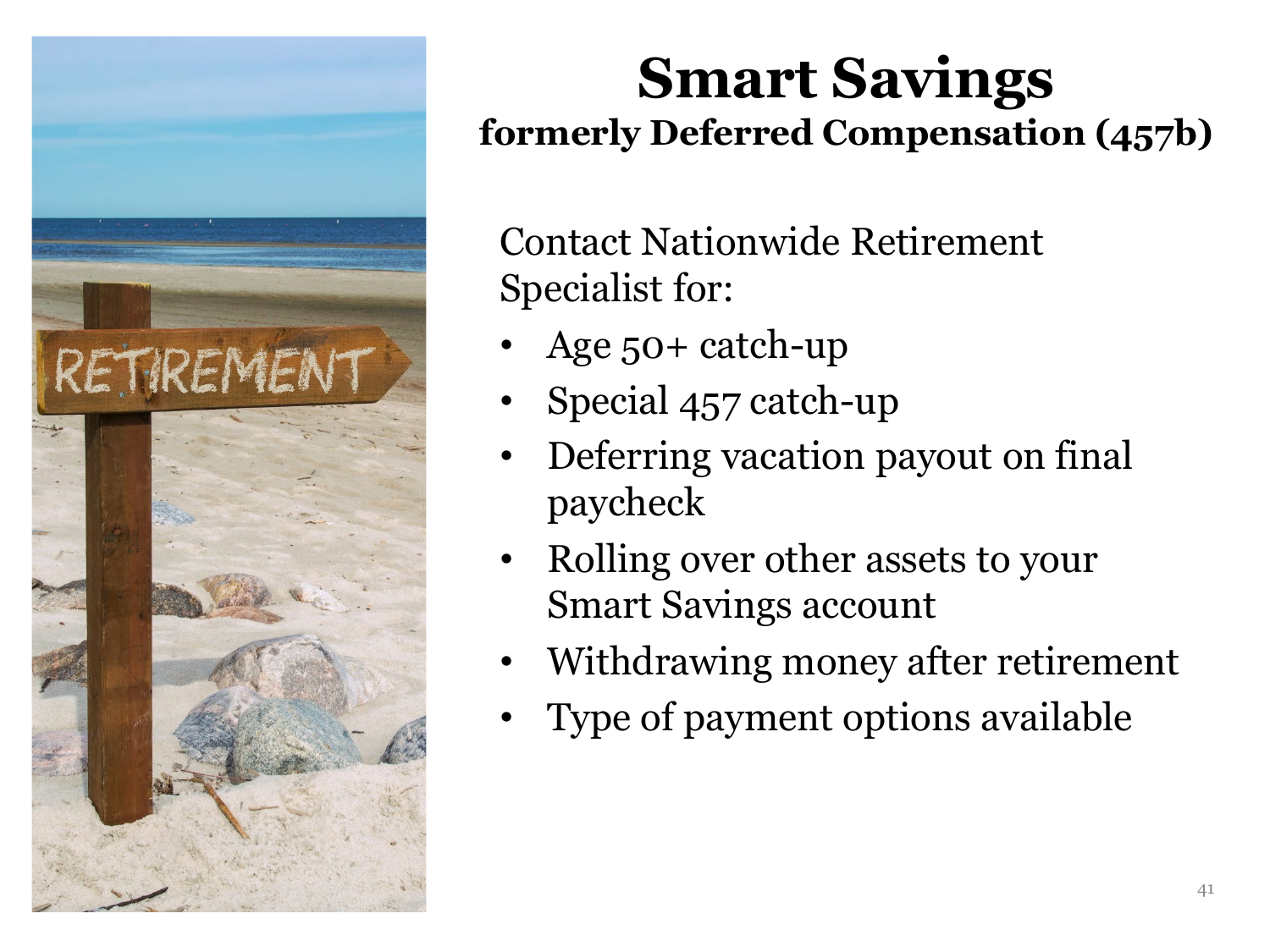# Smart Savings

## formerly Deferred Compensation (457b)

Contact Nationwide Retirement Specialist for:

- Age 50+ catch-up
- Special 457 catch-up
- Deferring vacation payout on final paycheck
- Rolling over other assets to your Smart Savings account
- Withdrawing money after retirement
- Type of payment options available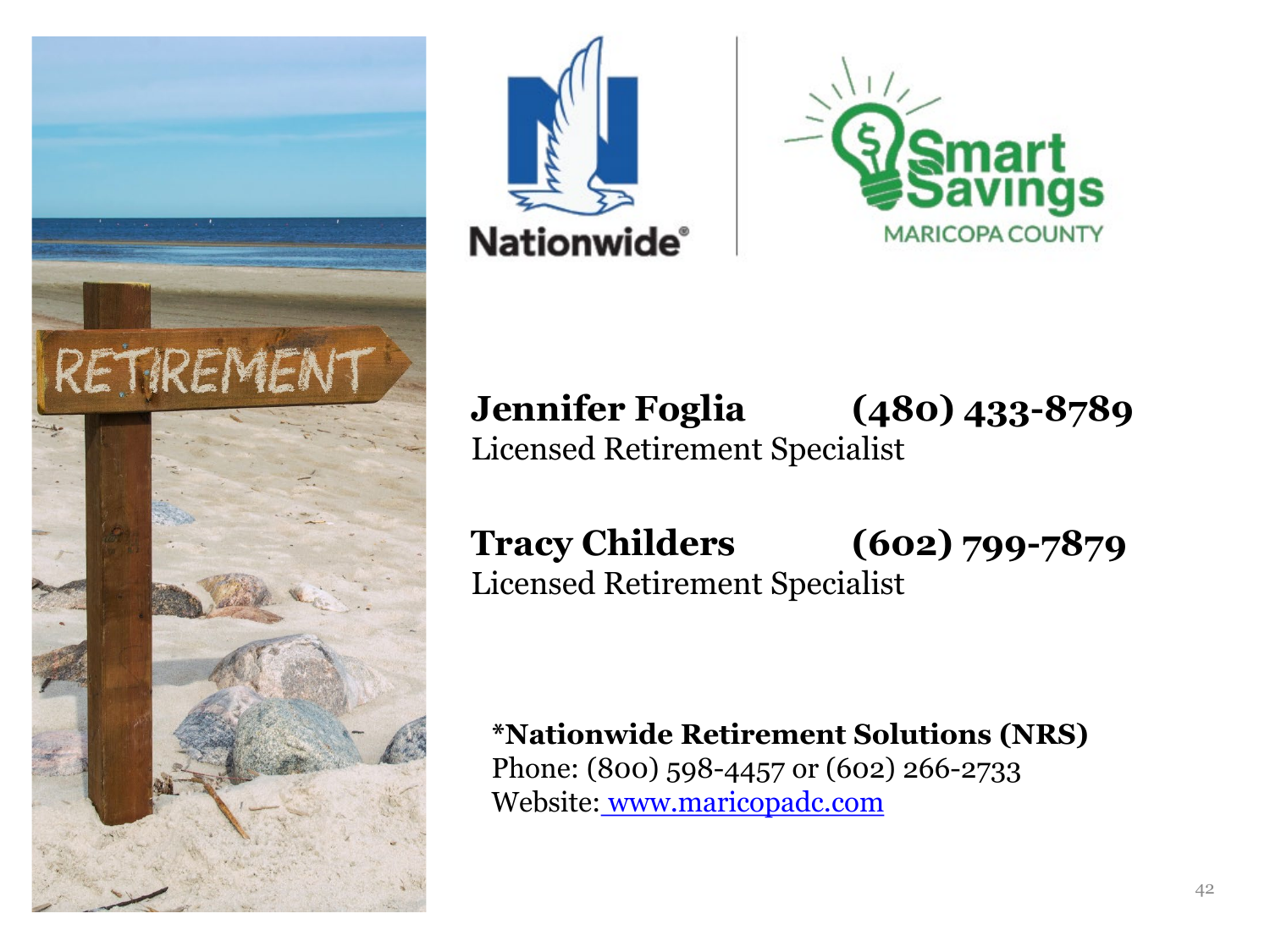**Jennifer Foglia** **(480) 433-8789**
Licensed Retirement Specialist

**Tracy Childers** **(602) 799-7879**
Licensed Retirement Specialist

**\*Nationwide Retirement Solutions (NRS)**
Phone: (800) 598-4457 or (602) 266-2733
Website: [www.maricopadc.com](http://www.maricopadc.com)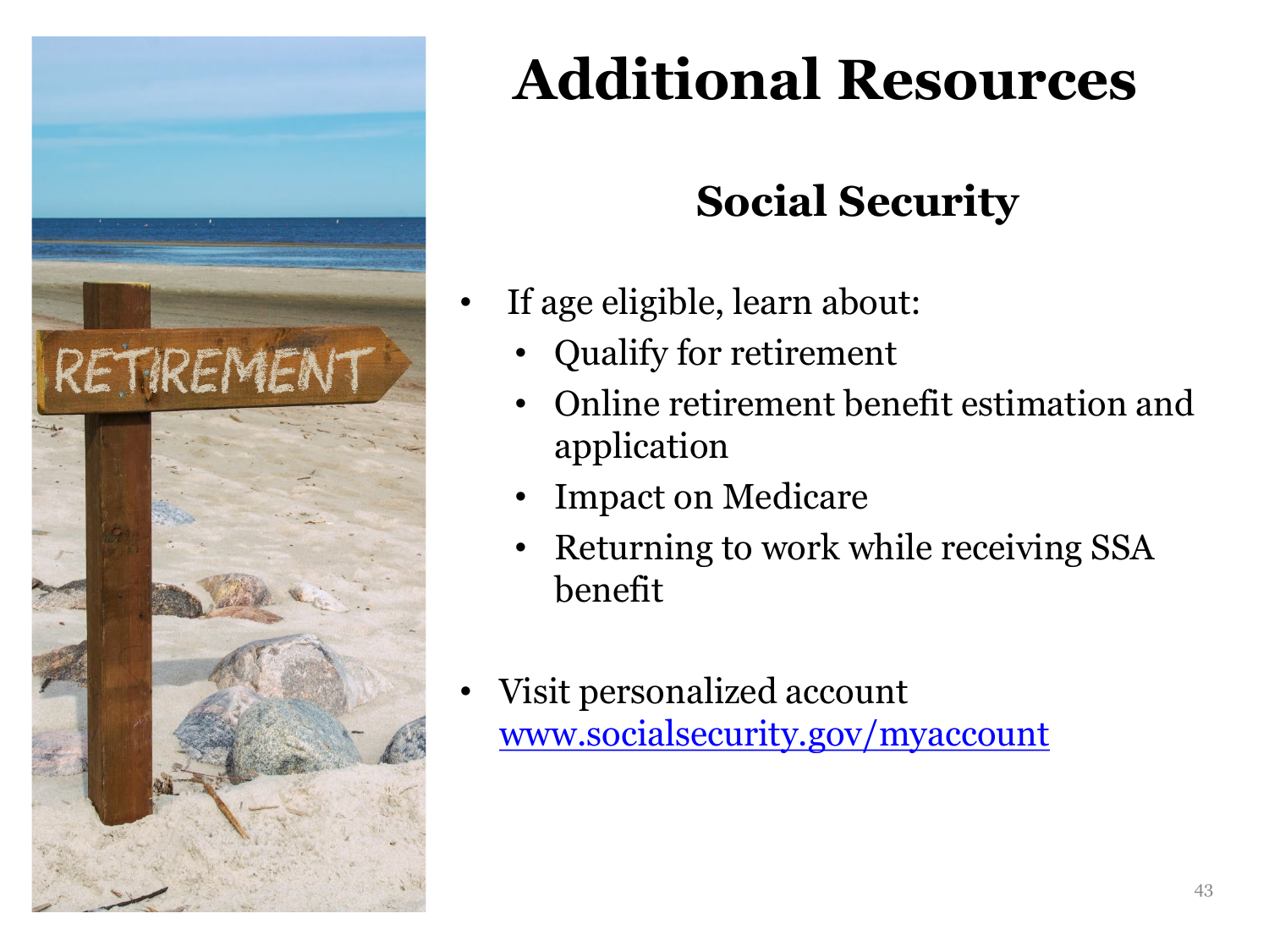# Additional Resources

## Social Security

- If age eligible, learn about:
  - Qualify for retirement
  - Online retirement benefit estimation and application
  - Impact on Medicare
  - Returning to work while receiving SSA benefit

- Visit personalized account [www.socialsecurity.gov/myaccount](http://www.socialsecurity.gov/myaccount)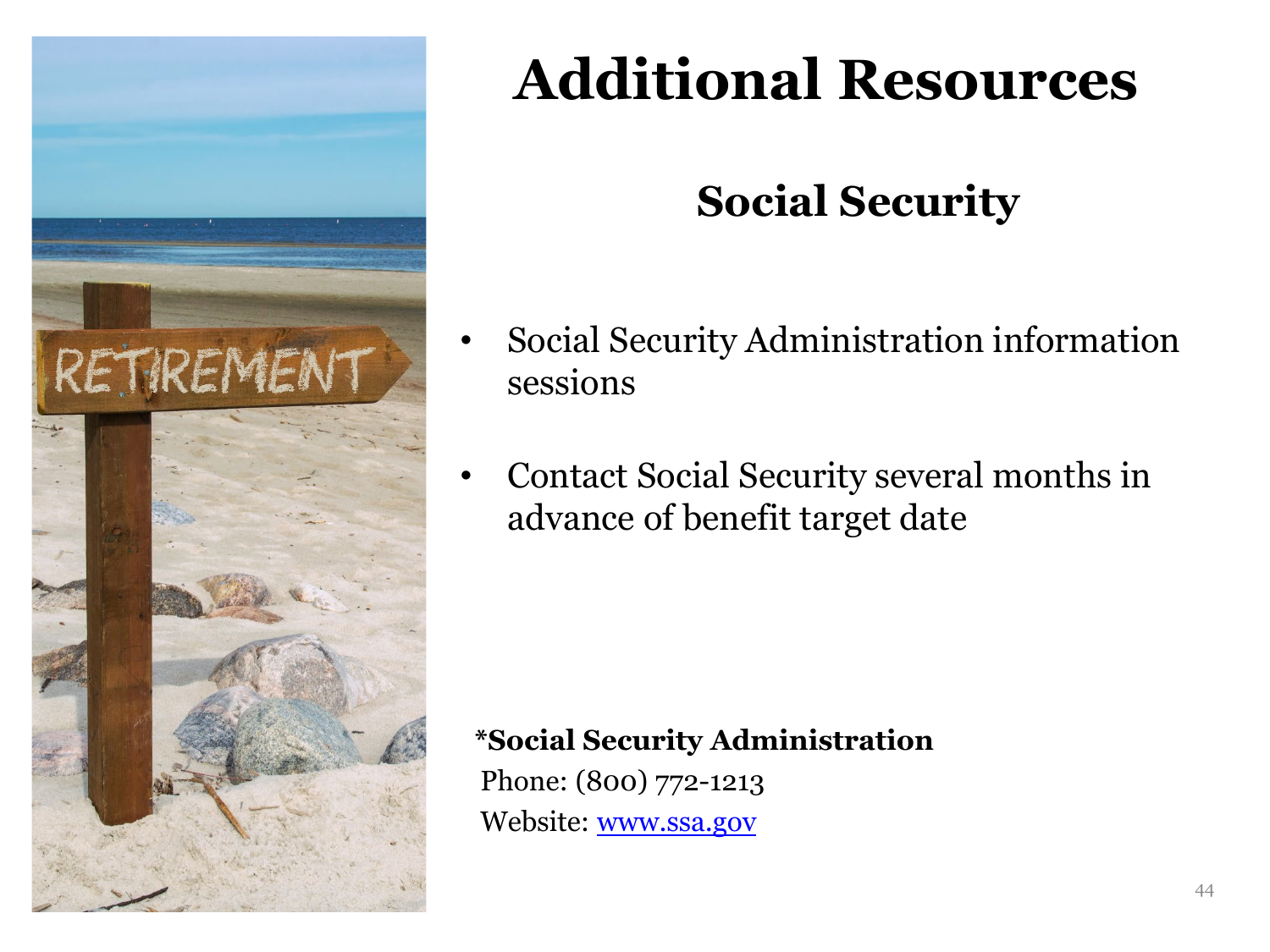# Additional Resources

## Social Security

- Social Security Administration information sessions
- Contact Social Security several months in advance of benefit target date

**\*Social Security Administration**
Phone: (800) 772-1213
Website: [www.ssa.gov](http://www.ssa.gov)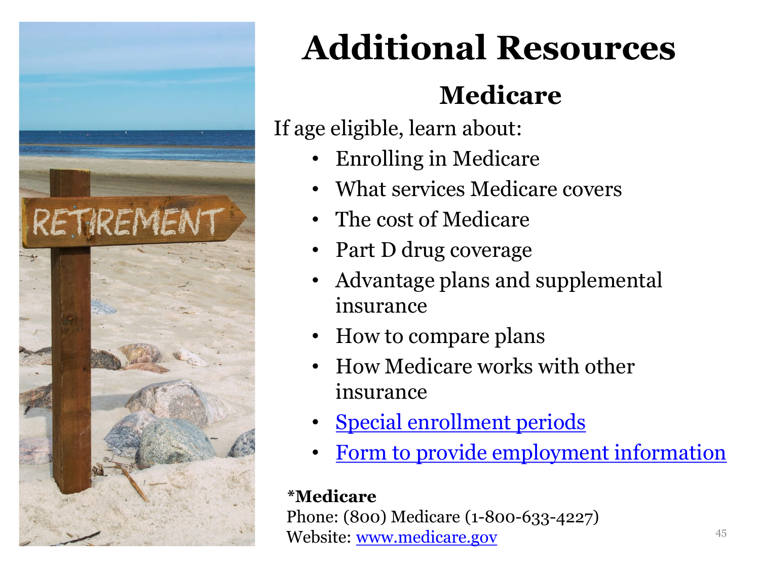# Additional Resources

## Medicare

If age eligible, learn about:

- Enrolling in Medicare
- What services Medicare covers
- The cost of Medicare
- Part D drug coverage
- Advantage plans and supplemental insurance
- How to compare plans
- How Medicare works with other insurance
- [Special enrollment periods]()
- [Form to provide employment information]()

***Medicare**
Phone: (800) Medicare (1-800-633-4227)
Website: [www.medicare.gov](http://www.medicare.gov)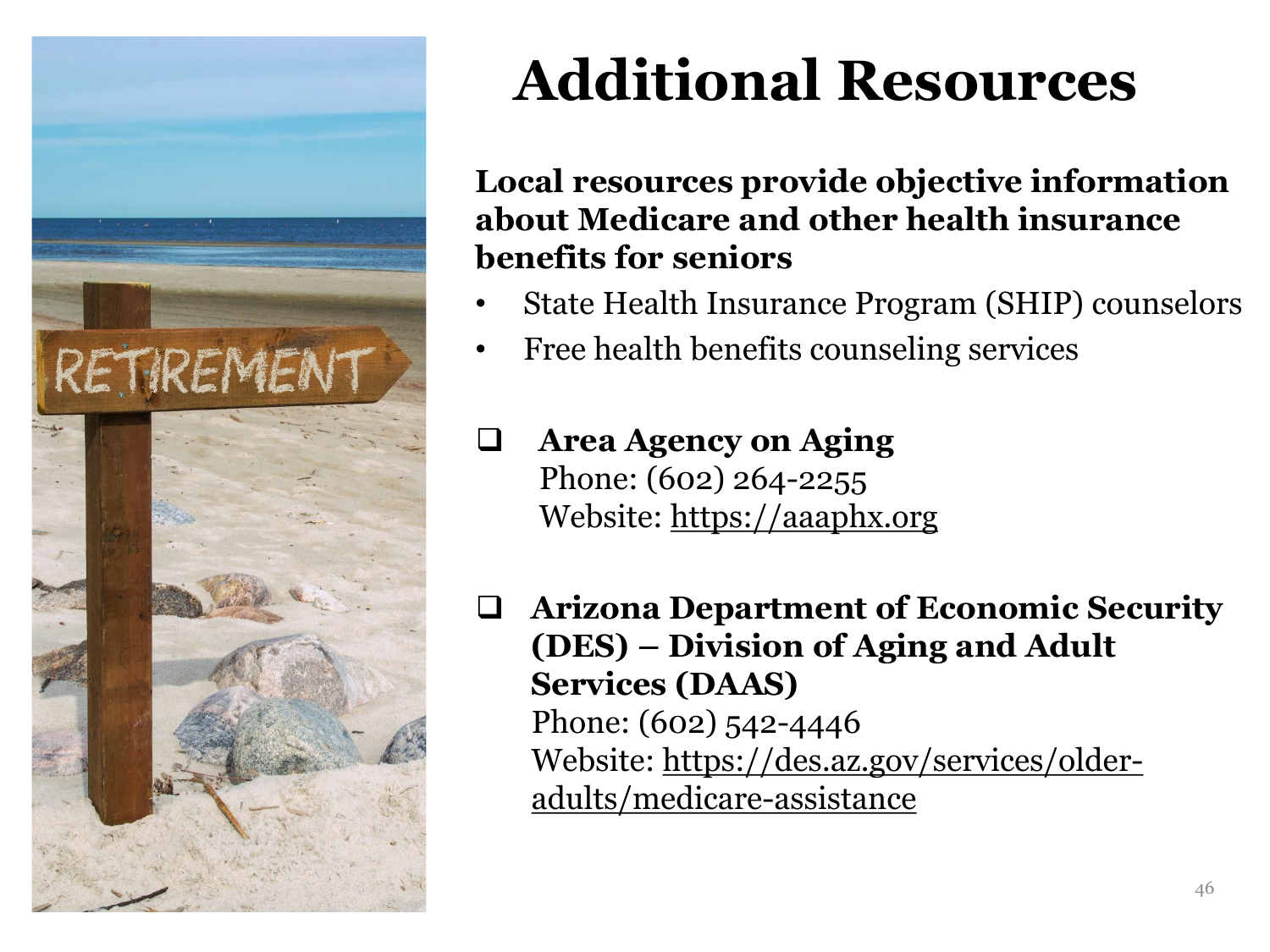# Additional Resources

**Local resources provide objective information about Medicare and other health insurance benefits for seniors**

- State Health Insurance Program (SHIP) counselors
- Free health benefits counseling services

- [ ] **Area Agency on Aging**
  Phone: (602) 264-2255
  Website: https://aaaphx.org

- [ ] **Arizona Department of Economic Security (DES) – Division of Aging and Adult Services (DAAS)**
  Phone: (602) 542-4446
  Website: https://des.az.gov/services/older-adults/medicare-assistance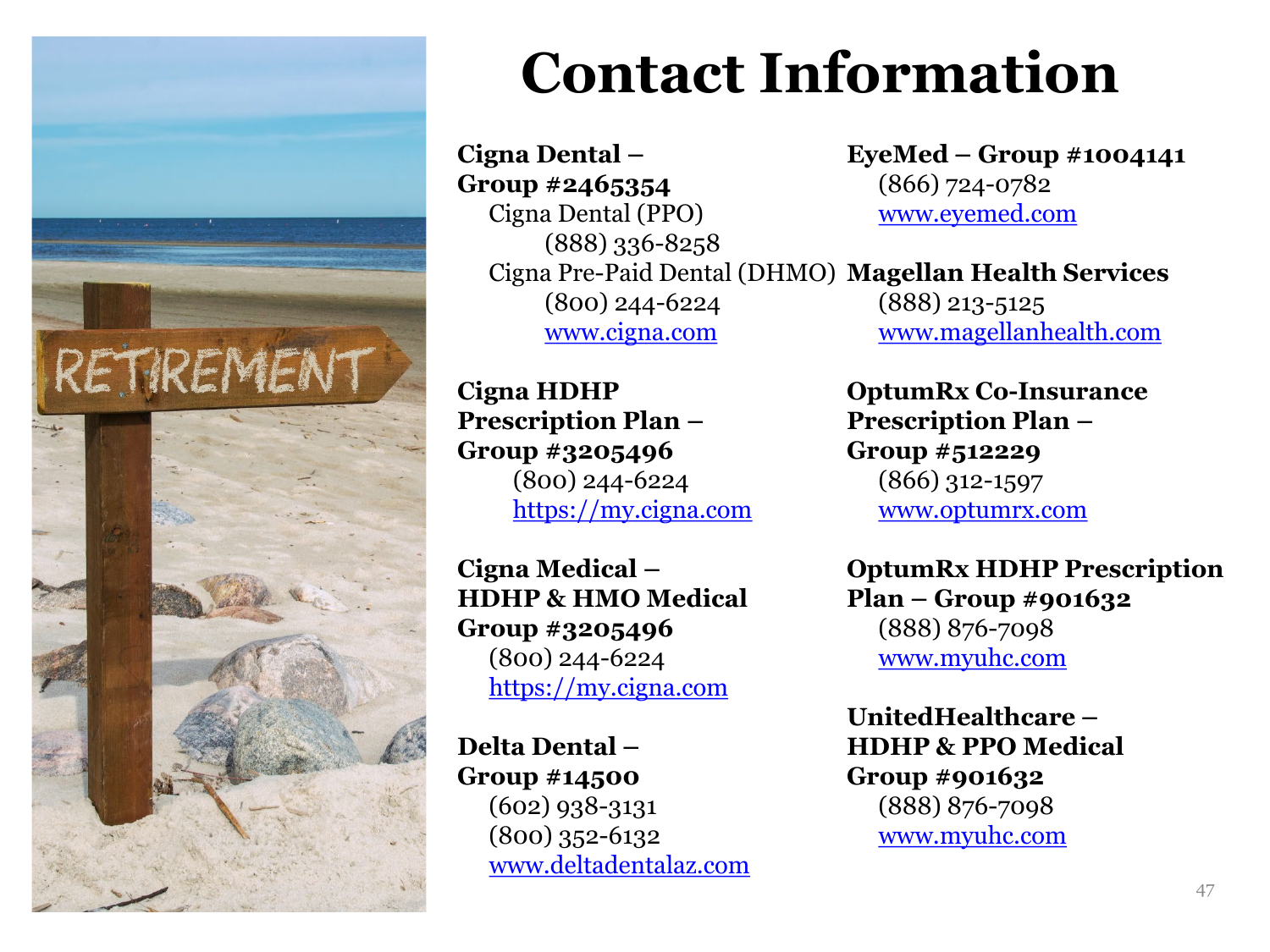# Contact Information

**Cigna Dental – Group #2465354**

Cigna Dental (PPO)
(888) 336-8258

Cigna Pre-Paid Dental (DHMO)
(800) 244-6224
www.cigna.com

**Cigna HDHP Prescription Plan – Group #3205496**

(800) 244-6224
https://my.cigna.com

**Cigna Medical – HDHP & HMO Medical Group #3205496**

(800) 244-6224
https://my.cigna.com

**Delta Dental – Group #14500**

(602) 938-3131
(800) 352-6132
www.deltadentalaz.com

**EyeMed – Group #1004141**

(866) 724-0782
www.eyemed.com

**Magellan Health Services**

(888) 213-5125
www.magellanhealth.com

**OptumRx Co-Insurance Prescription Plan – Group #512229**

(866) 312-1597
www.optumrx.com

**OptumRx HDHP Prescription Plan – Group #901632**

(888) 876-7098
www.myuhc.com

**UnitedHealthcare – HDHP & PPO Medical Group #901632**

(888) 876-7098
www.myuhc.com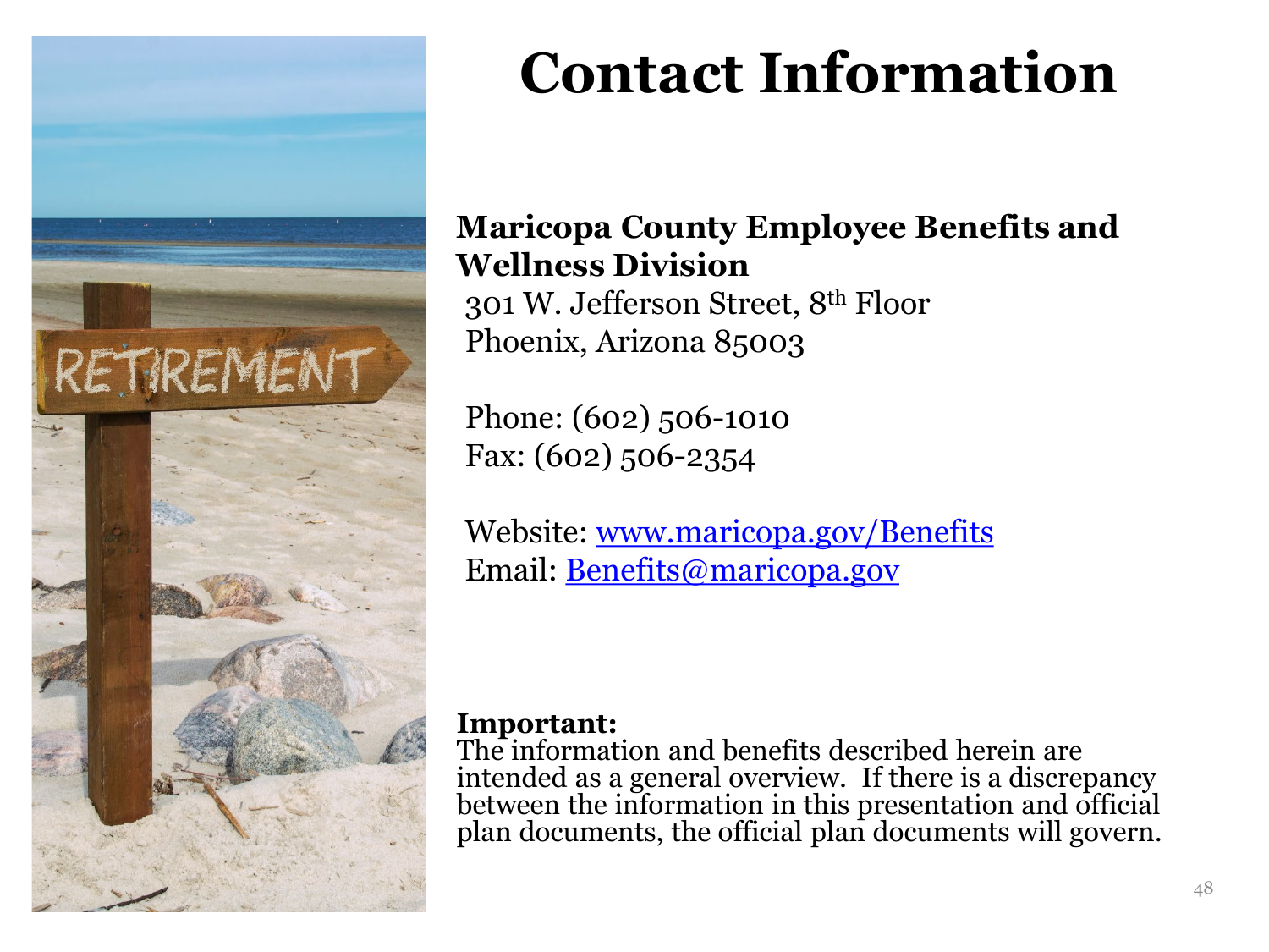# Contact Information

**Maricopa County Employee Benefits and Wellness Division**

301 W. Jefferson Street, 8th Floor
Phoenix, Arizona 85003

Phone: (602) 506-1010
Fax: (602) 506-2354

Website: [www.maricopa.gov/Benefits](http://www.maricopa.gov/Benefits)
Email: [Benefits@maricopa.gov](mailto:Benefits@maricopa.gov)

**Important:**
The information and benefits described herein are intended as a general overview. If there is a discrepancy between the information in this presentation and official plan documents, the official plan documents will govern.